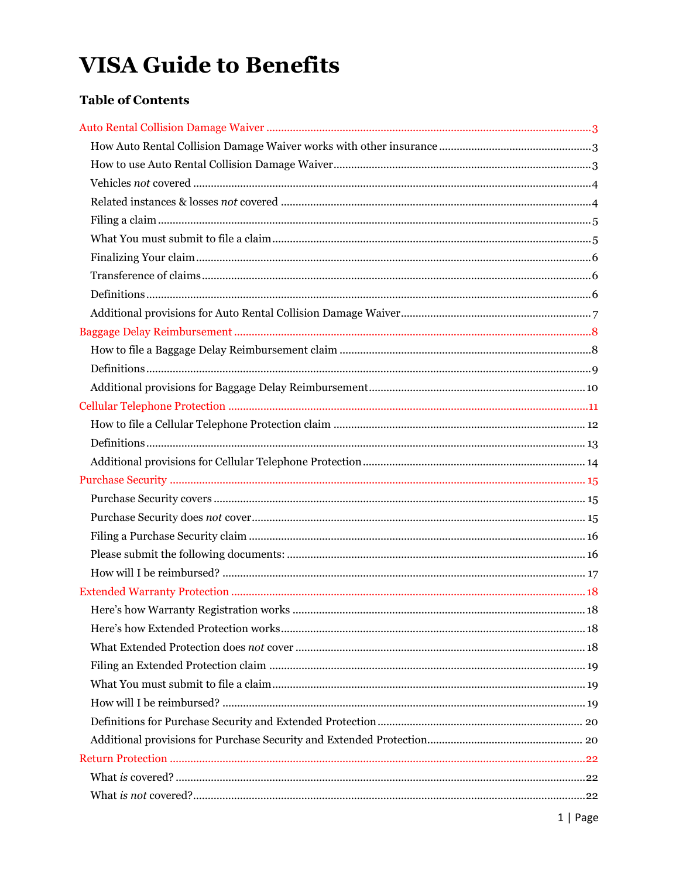# VISA Guide to Benefits

## Table of Contents

- Auto Rental Collision Damage Waiver ........ 3
  - How Auto Rental Collision Damage Waiver works with other insurance ........ 3
  - How to use Auto Rental Collision Damage Waiver ........ 3
  - Vehicles *not* covered ........ 4
  - Related instances & losses *not* covered ........ 4
  - Filing a claim ........ 5
  - What You must submit to file a claim ........ 5
  - Finalizing Your claim ........ 6
  - Transference of claims ........ 6
  - Definitions ........ 6
  - Additional provisions for Auto Rental Collision Damage Waiver ........ 7
- Baggage Delay Reimbursement ........ 8
  - How to file a Baggage Delay Reimbursement claim ........ 8
  - Definitions ........ 9
  - Additional provisions for Baggage Delay Reimbursement ........ 10
- Cellular Telephone Protection ........ 11
  - How to file a Cellular Telephone Protection claim ........ 12
  - Definitions ........ 13
  - Additional provisions for Cellular Telephone Protection ........ 14
- Purchase Security ........ 15
  - Purchase Security covers ........ 15
  - Purchase Security does *not* cover ........ 15
  - Filing a Purchase Security claim ........ 16
  - Please submit the following documents: ........ 16
  - How will I be reimbursed? ........ 17
- Extended Warranty Protection ........ 18
  - Here's how Warranty Registration works ........ 18
  - Here's how Extended Protection works ........ 18
  - What Extended Protection does *not* cover ........ 18
  - Filing an Extended Protection claim ........ 19
  - What You must submit to file a claim ........ 19
  - How will I be reimbursed? ........ 19
  - Definitions for Purchase Security and Extended Protection ........ 20
  - Additional provisions for Purchase Security and Extended Protection ........ 20
- Return Protection ........ 22
  - What *is* covered? ........ 22
  - What *is not* covered? ........ 22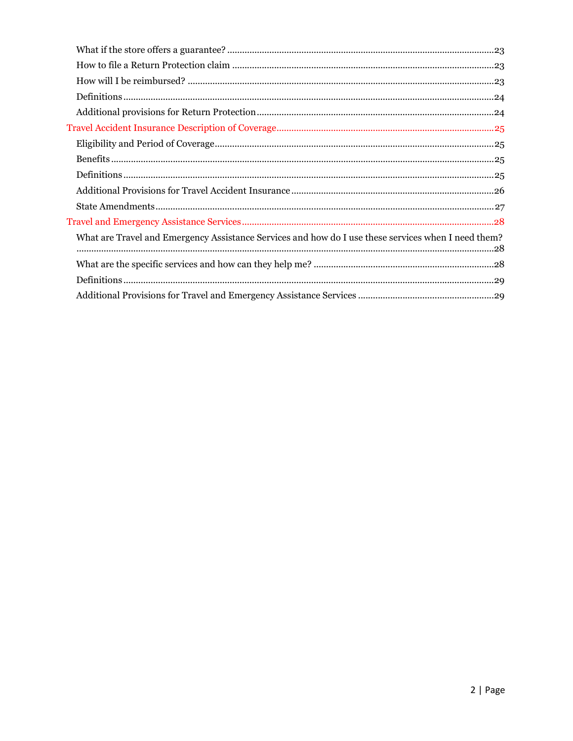What if the store offers a guarantee? .......... 23

How to file a Return Protection claim .......... 23

How will I be reimbursed? .......... 23

Definitions .......... 24

Additional provisions for Return Protection .......... 24

Travel Accident Insurance Description of Coverage .......... 25

Eligibility and Period of Coverage .......... 25

Benefits .......... 25

Definitions .......... 25

Additional Provisions for Travel Accident Insurance .......... 26

State Amendments .......... 27

Travel and Emergency Assistance Services .......... 28

What are Travel and Emergency Assistance Services and how do I use these services when I need them? .......... 28

What are the specific services and how can they help me? .......... 28

Definitions .......... 29

Additional Provisions for Travel and Emergency Assistance Services .......... 29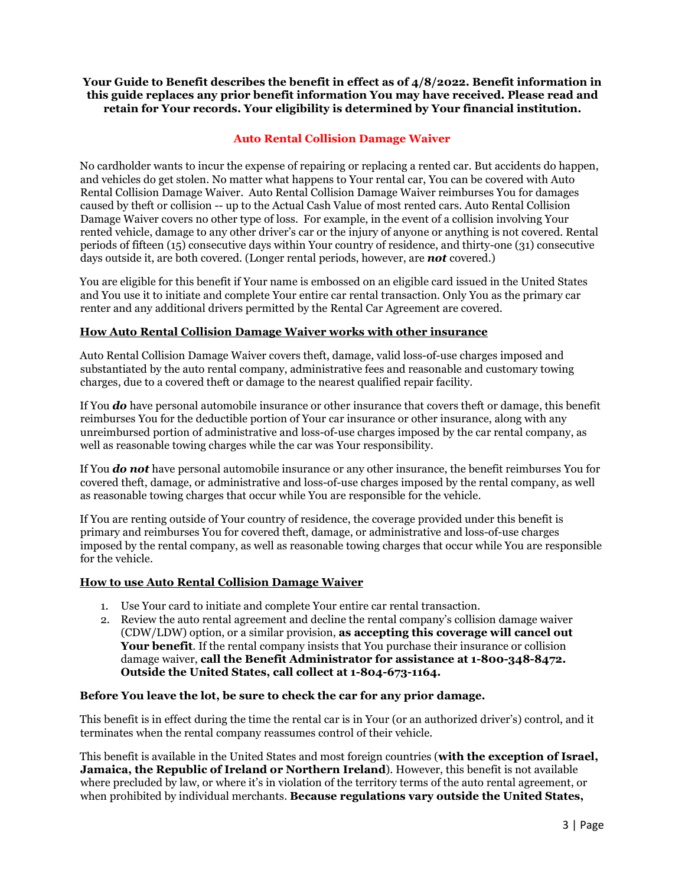**Your Guide to Benefit describes the benefit in effect as of 4/8/2022. Benefit information in this guide replaces any prior benefit information You may have received. Please read and retain for Your records. Your eligibility is determined by Your financial institution.**

## Auto Rental Collision Damage Waiver

No cardholder wants to incur the expense of repairing or replacing a rented car. But accidents do happen, and vehicles do get stolen. No matter what happens to Your rental car, You can be covered with Auto Rental Collision Damage Waiver. Auto Rental Collision Damage Waiver reimburses You for damages caused by theft or collision -- up to the Actual Cash Value of most rented cars. Auto Rental Collision Damage Waiver covers no other type of loss. For example, in the event of a collision involving Your rented vehicle, damage to any other driver's car or the injury of anyone or anything is not covered. Rental periods of fifteen (15) consecutive days within Your country of residence, and thirty-one (31) consecutive days outside it, are both covered. (Longer rental periods, however, are ***not*** covered.)

You are eligible for this benefit if Your name is embossed on an eligible card issued in the United States and You use it to initiate and complete Your entire car rental transaction. Only You as the primary car renter and any additional drivers permitted by the Rental Car Agreement are covered.

### How Auto Rental Collision Damage Waiver works with other insurance

Auto Rental Collision Damage Waiver covers theft, damage, valid loss-of-use charges imposed and substantiated by the auto rental company, administrative fees and reasonable and customary towing charges, due to a covered theft or damage to the nearest qualified repair facility.

If You ***do*** have personal automobile insurance or other insurance that covers theft or damage, this benefit reimburses You for the deductible portion of Your car insurance or other insurance, along with any unreimbursed portion of administrative and loss-of-use charges imposed by the car rental company, as well as reasonable towing charges while the car was Your responsibility.

If You ***do not*** have personal automobile insurance or any other insurance, the benefit reimburses You for covered theft, damage, or administrative and loss-of-use charges imposed by the rental company, as well as reasonable towing charges that occur while You are responsible for the vehicle.

If You are renting outside of Your country of residence, the coverage provided under this benefit is primary and reimburses You for covered theft, damage, or administrative and loss-of-use charges imposed by the rental company, as well as reasonable towing charges that occur while You are responsible for the vehicle.

### How to use Auto Rental Collision Damage Waiver

1. Use Your card to initiate and complete Your entire car rental transaction.
2. Review the auto rental agreement and decline the rental company's collision damage waiver (CDW/LDW) option, or a similar provision, **as accepting this coverage will cancel out Your benefit**. If the rental company insists that You purchase their insurance or collision damage waiver, **call the Benefit Administrator for assistance at 1-800-348-8472. Outside the United States, call collect at 1-804-673-1164.**

**Before You leave the lot, be sure to check the car for any prior damage.**

This benefit is in effect during the time the rental car is in Your (or an authorized driver's) control, and it terminates when the rental company reassumes control of their vehicle.

This benefit is available in the United States and most foreign countries (**with the exception of Israel, Jamaica, the Republic of Ireland or Northern Ireland**). However, this benefit is not available where precluded by law, or where it's in violation of the territory terms of the auto rental agreement, or when prohibited by individual merchants. **Because regulations vary outside the United States,**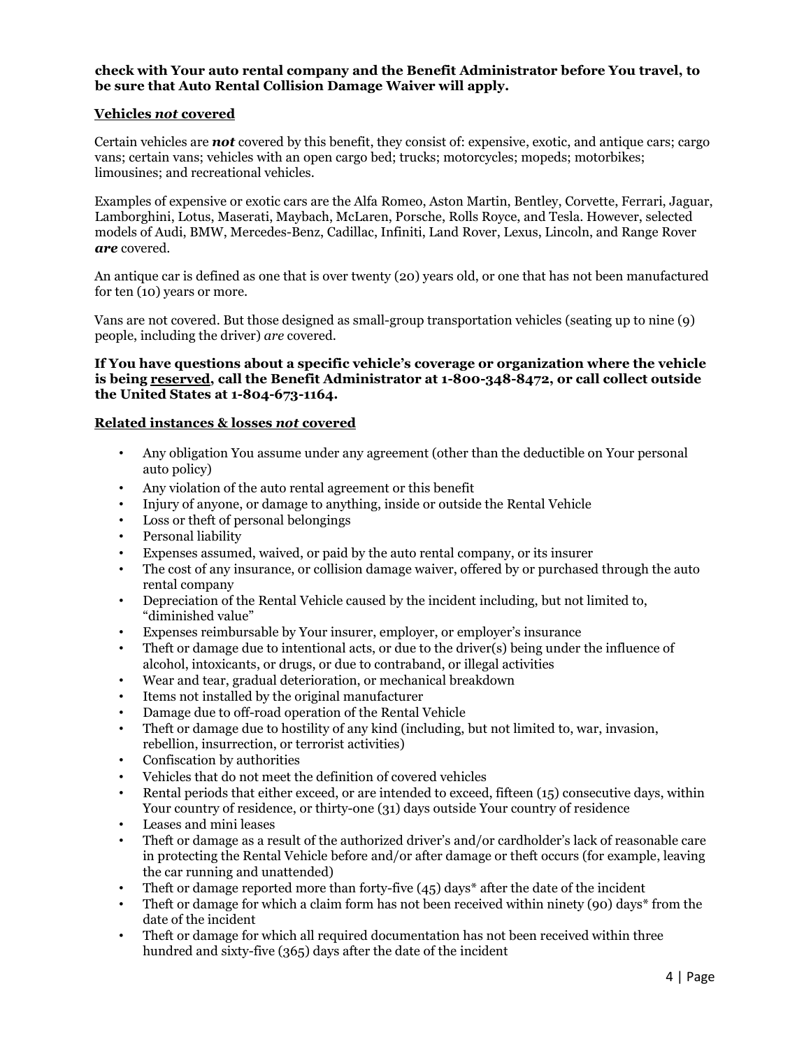**check with Your auto rental company and the Benefit Administrator before You travel, to be sure that Auto Rental Collision Damage Waiver will apply.**

### Vehicles *not* covered

Certain vehicles are ***not*** covered by this benefit, they consist of: expensive, exotic, and antique cars; cargo vans; certain vans; vehicles with an open cargo bed; trucks; motorcycles; mopeds; motorbikes; limousines; and recreational vehicles.

Examples of expensive or exotic cars are the Alfa Romeo, Aston Martin, Bentley, Corvette, Ferrari, Jaguar, Lamborghini, Lotus, Maserati, Maybach, McLaren, Porsche, Rolls Royce, and Tesla. However, selected models of Audi, BMW, Mercedes-Benz, Cadillac, Infiniti, Land Rover, Lexus, Lincoln, and Range Rover ***are*** covered.

An antique car is defined as one that is over twenty (20) years old, or one that has not been manufactured for ten (10) years or more.

Vans are not covered. But those designed as small-group transportation vehicles (seating up to nine (9) people, including the driver) *are* covered.

**If You have questions about a specific vehicle's coverage or organization where the vehicle is being reserved, call the Benefit Administrator at 1-800-348-8472, or call collect outside the United States at 1-804-673-1164.**

### Related instances & losses *not* covered

- Any obligation You assume under any agreement (other than the deductible on Your personal auto policy)
- Any violation of the auto rental agreement or this benefit
- Injury of anyone, or damage to anything, inside or outside the Rental Vehicle
- Loss or theft of personal belongings
- Personal liability
- Expenses assumed, waived, or paid by the auto rental company, or its insurer
- The cost of any insurance, or collision damage waiver, offered by or purchased through the auto rental company
- Depreciation of the Rental Vehicle caused by the incident including, but not limited to, "diminished value"
- Expenses reimbursable by Your insurer, employer, or employer's insurance
- Theft or damage due to intentional acts, or due to the driver(s) being under the influence of alcohol, intoxicants, or drugs, or due to contraband, or illegal activities
- Wear and tear, gradual deterioration, or mechanical breakdown
- Items not installed by the original manufacturer
- Damage due to off-road operation of the Rental Vehicle
- Theft or damage due to hostility of any kind (including, but not limited to, war, invasion, rebellion, insurrection, or terrorist activities)
- Confiscation by authorities
- Vehicles that do not meet the definition of covered vehicles
- Rental periods that either exceed, or are intended to exceed, fifteen (15) consecutive days, within Your country of residence, or thirty-one (31) days outside Your country of residence
- Leases and mini leases
- Theft or damage as a result of the authorized driver's and/or cardholder's lack of reasonable care in protecting the Rental Vehicle before and/or after damage or theft occurs (for example, leaving the car running and unattended)
- Theft or damage reported more than forty-five (45) days* after the date of the incident
- Theft or damage for which a claim form has not been received within ninety (90) days* from the date of the incident
- Theft or damage for which all required documentation has not been received within three hundred and sixty-five (365) days after the date of the incident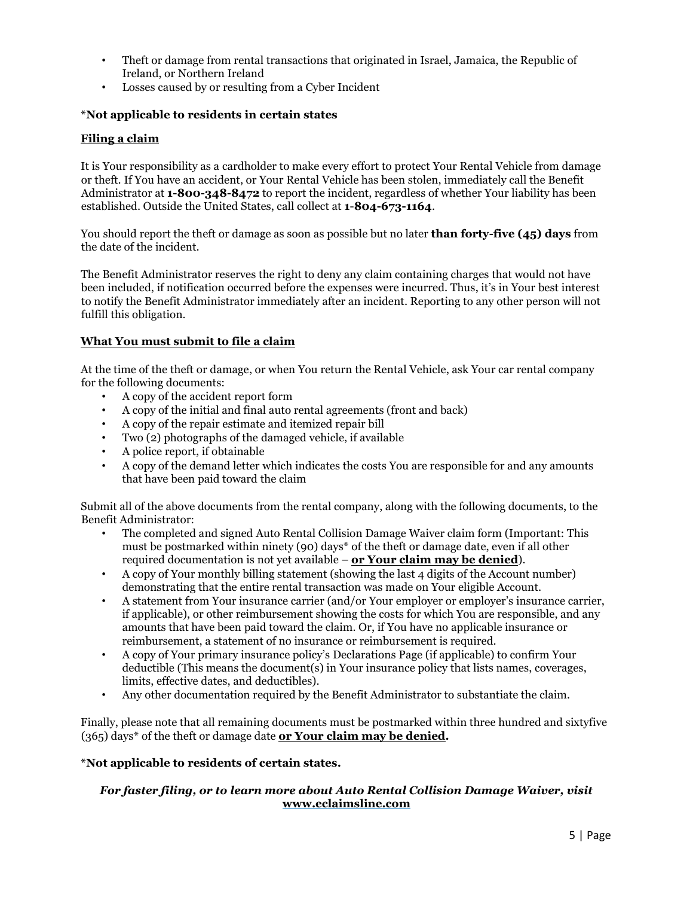- Theft or damage from rental transactions that originated in Israel, Jamaica, the Republic of Ireland, or Northern Ireland
- Losses caused by or resulting from a Cyber Incident

**\*Not applicable to residents in certain states**

## Filing a claim

It is Your responsibility as a cardholder to make every effort to protect Your Rental Vehicle from damage or theft. If You have an accident, or Your Rental Vehicle has been stolen, immediately call the Benefit Administrator at **1-800-348-8472** to report the incident, regardless of whether Your liability has been established. Outside the United States, call collect at **1-804-673-1164**.

You should report the theft or damage as soon as possible but no later **than forty-five (45) days** from the date of the incident.

The Benefit Administrator reserves the right to deny any claim containing charges that would not have been included, if notification occurred before the expenses were incurred. Thus, it's in Your best interest to notify the Benefit Administrator immediately after an incident. Reporting to any other person will not fulfill this obligation.

## What You must submit to file a claim

At the time of the theft or damage, or when You return the Rental Vehicle, ask Your car rental company for the following documents:

- A copy of the accident report form
- A copy of the initial and final auto rental agreements (front and back)
- A copy of the repair estimate and itemized repair bill
- Two (2) photographs of the damaged vehicle, if available
- A police report, if obtainable
- A copy of the demand letter which indicates the costs You are responsible for and any amounts that have been paid toward the claim

Submit all of the above documents from the rental company, along with the following documents, to the Benefit Administrator:

- The completed and signed Auto Rental Collision Damage Waiver claim form (Important: This must be postmarked within ninety (90) days\* of the theft or damage date, even if all other required documentation is not yet available – **or Your claim may be denied**).
- A copy of Your monthly billing statement (showing the last 4 digits of the Account number) demonstrating that the entire rental transaction was made on Your eligible Account.
- A statement from Your insurance carrier (and/or Your employer or employer's insurance carrier, if applicable), or other reimbursement showing the costs for which You are responsible, and any amounts that have been paid toward the claim. Or, if You have no applicable insurance or reimbursement, a statement of no insurance or reimbursement is required.
- A copy of Your primary insurance policy's Declarations Page (if applicable) to confirm Your deductible (This means the document(s) in Your insurance policy that lists names, coverages, limits, effective dates, and deductibles).
- Any other documentation required by the Benefit Administrator to substantiate the claim.

Finally, please note that all remaining documents must be postmarked within three hundred and sixtyfive (365) days\* of the theft or damage date **or Your claim may be denied.**

**\*Not applicable to residents of certain states.**

***For faster filing, or to learn more about Auto Rental Collision Damage Waiver, visit [www.eclaimsline.com](http://www.eclaimsline.com)***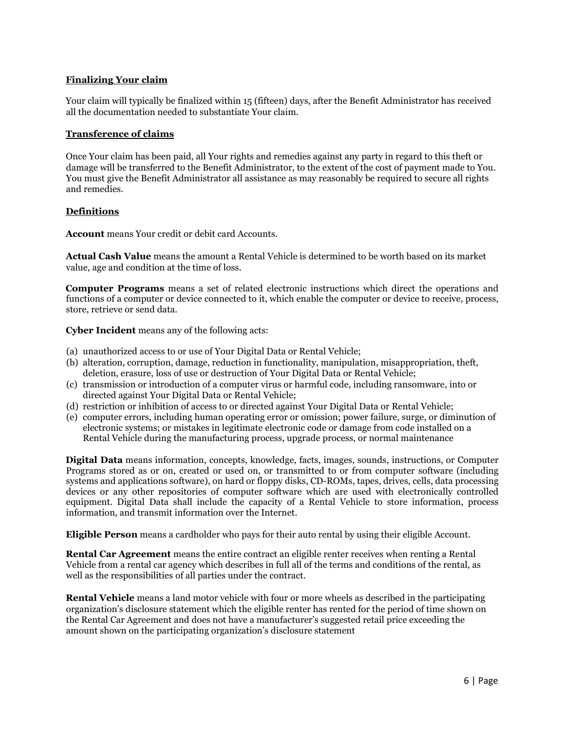**Finalizing Your claim**

Your claim will typically be finalized within 15 (fifteen) days, after the Benefit Administrator has received all the documentation needed to substantiate Your claim.

**Transference of claims**

Once Your claim has been paid, all Your rights and remedies against any party in regard to this theft or damage will be transferred to the Benefit Administrator, to the extent of the cost of payment made to You. You must give the Benefit Administrator all assistance as may reasonably be required to secure all rights and remedies.

**Definitions**

**Account** means Your credit or debit card Accounts.

**Actual Cash Value** means the amount a Rental Vehicle is determined to be worth based on its market value, age and condition at the time of loss.

**Computer Programs** means a set of related electronic instructions which direct the operations and functions of a computer or device connected to it, which enable the computer or device to receive, process, store, retrieve or send data.

**Cyber Incident** means any of the following acts:

(a) unauthorized access to or use of Your Digital Data or Rental Vehicle;
(b) alteration, corruption, damage, reduction in functionality, manipulation, misappropriation, theft, deletion, erasure, loss of use or destruction of Your Digital Data or Rental Vehicle;
(c) transmission or introduction of a computer virus or harmful code, including ransomware, into or directed against Your Digital Data or Rental Vehicle;
(d) restriction or inhibition of access to or directed against Your Digital Data or Rental Vehicle;
(e) computer errors, including human operating error or omission; power failure, surge, or diminution of electronic systems; or mistakes in legitimate electronic code or damage from code installed on a Rental Vehicle during the manufacturing process, upgrade process, or normal maintenance

**Digital Data** means information, concepts, knowledge, facts, images, sounds, instructions, or Computer Programs stored as or on, created or used on, or transmitted to or from computer software (including systems and applications software), on hard or floppy disks, CD-ROMs, tapes, drives, cells, data processing devices or any other repositories of computer software which are used with electronically controlled equipment. Digital Data shall include the capacity of a Rental Vehicle to store information, process information, and transmit information over the Internet.

**Eligible Person** means a cardholder who pays for their auto rental by using their eligible Account.

**Rental Car Agreement** means the entire contract an eligible renter receives when renting a Rental Vehicle from a rental car agency which describes in full all of the terms and conditions of the rental, as well as the responsibilities of all parties under the contract.

**Rental Vehicle** means a land motor vehicle with four or more wheels as described in the participating organization's disclosure statement which the eligible renter has rented for the period of time shown on the Rental Car Agreement and does not have a manufacturer's suggested retail price exceeding the amount shown on the participating organization's disclosure statement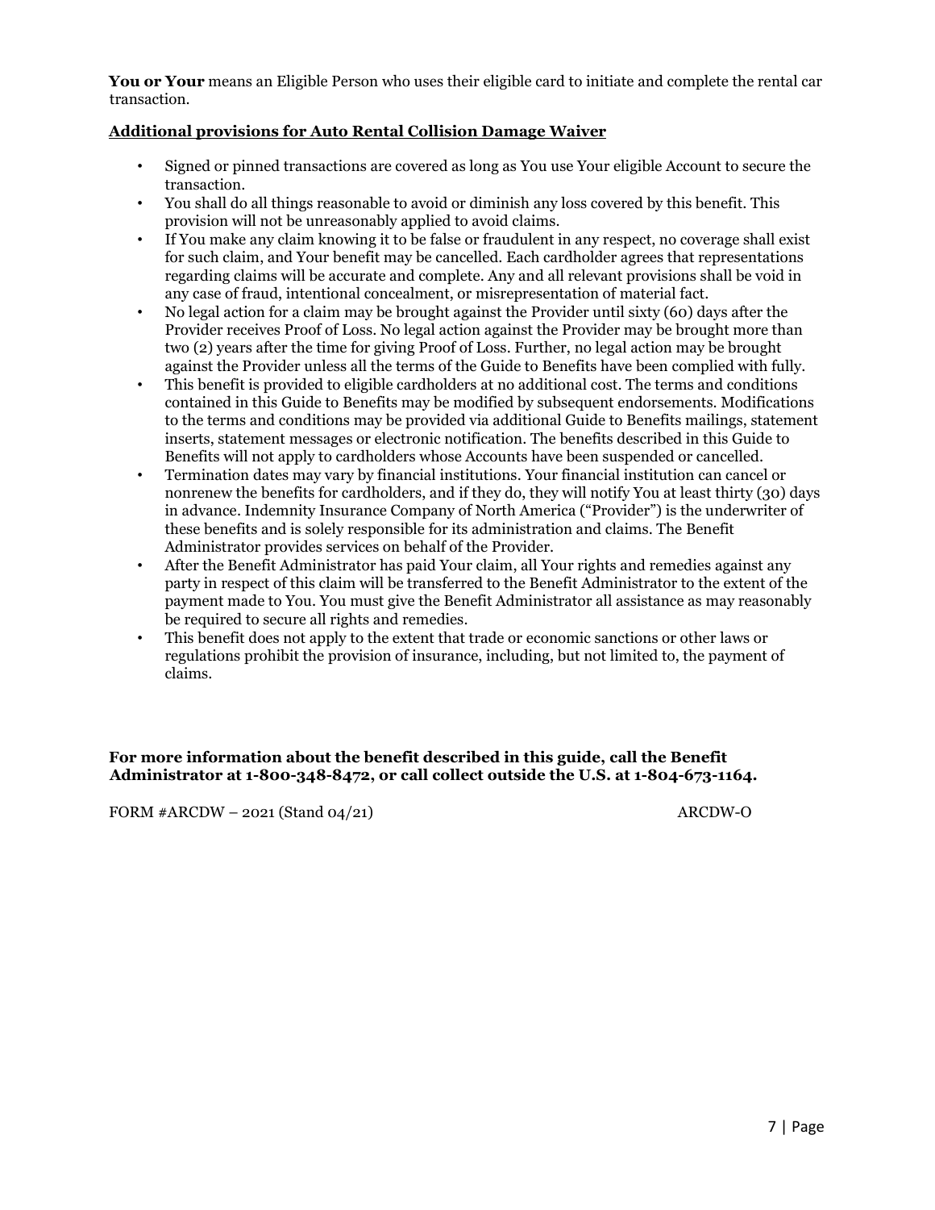**You or Your** means an Eligible Person who uses their eligible card to initiate and complete the rental car transaction.

## Additional provisions for Auto Rental Collision Damage Waiver

- Signed or pinned transactions are covered as long as You use Your eligible Account to secure the transaction.
- You shall do all things reasonable to avoid or diminish any loss covered by this benefit. This provision will not be unreasonably applied to avoid claims.
- If You make any claim knowing it to be false or fraudulent in any respect, no coverage shall exist for such claim, and Your benefit may be cancelled. Each cardholder agrees that representations regarding claims will be accurate and complete. Any and all relevant provisions shall be void in any case of fraud, intentional concealment, or misrepresentation of material fact.
- No legal action for a claim may be brought against the Provider until sixty (60) days after the Provider receives Proof of Loss. No legal action against the Provider may be brought more than two (2) years after the time for giving Proof of Loss. Further, no legal action may be brought against the Provider unless all the terms of the Guide to Benefits have been complied with fully.
- This benefit is provided to eligible cardholders at no additional cost. The terms and conditions contained in this Guide to Benefits may be modified by subsequent endorsements. Modifications to the terms and conditions may be provided via additional Guide to Benefits mailings, statement inserts, statement messages or electronic notification. The benefits described in this Guide to Benefits will not apply to cardholders whose Accounts have been suspended or cancelled.
- Termination dates may vary by financial institutions. Your financial institution can cancel or nonrenew the benefits for cardholders, and if they do, they will notify You at least thirty (30) days in advance. Indemnity Insurance Company of North America ("Provider") is the underwriter of these benefits and is solely responsible for its administration and claims. The Benefit Administrator provides services on behalf of the Provider.
- After the Benefit Administrator has paid Your claim, all Your rights and remedies against any party in respect of this claim will be transferred to the Benefit Administrator to the extent of the payment made to You. You must give the Benefit Administrator all assistance as may reasonably be required to secure all rights and remedies.
- This benefit does not apply to the extent that trade or economic sanctions or other laws or regulations prohibit the provision of insurance, including, but not limited to, the payment of claims.

**For more information about the benefit described in this guide, call the Benefit Administrator at 1-800-348-8472, or call collect outside the U.S. at 1-804-673-1164.**

FORM #ARCDW – 2021 (Stand 04/21) ARCDW-O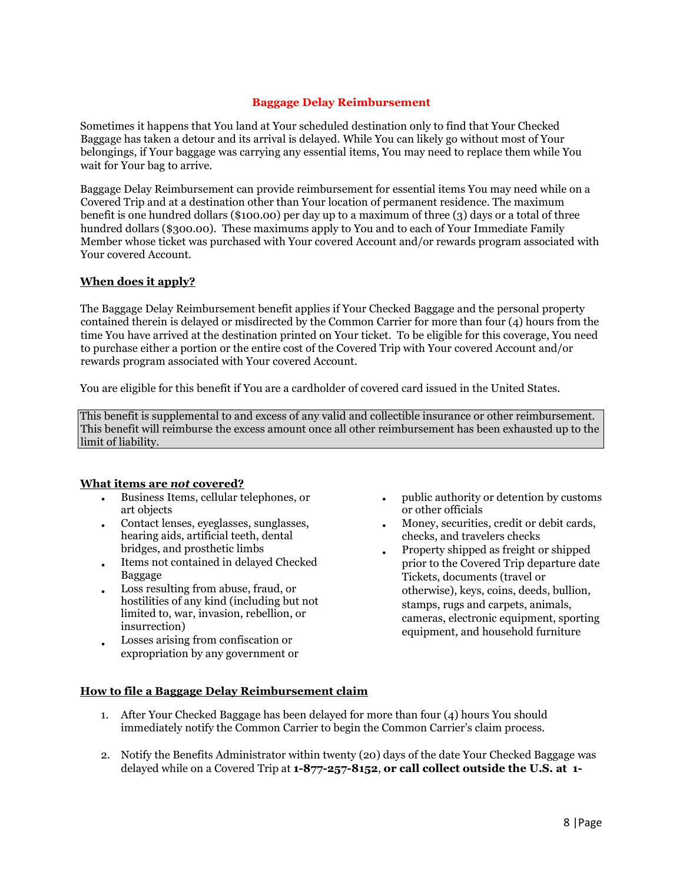## Baggage Delay Reimbursement

Sometimes it happens that You land at Your scheduled destination only to find that Your Checked Baggage has taken a detour and its arrival is delayed. While You can likely go without most of Your belongings, if Your baggage was carrying any essential items, You may need to replace them while You wait for Your bag to arrive.

Baggage Delay Reimbursement can provide reimbursement for essential items You may need while on a Covered Trip and at a destination other than Your location of permanent residence. The maximum benefit is one hundred dollars ($100.00) per day up to a maximum of three (3) days or a total of three hundred dollars ($300.00). These maximums apply to You and to each of Your Immediate Family Member whose ticket was purchased with Your covered Account and/or rewards program associated with Your covered Account.

### When does it apply?

The Baggage Delay Reimbursement benefit applies if Your Checked Baggage and the personal property contained therein is delayed or misdirected by the Common Carrier for more than four (4) hours from the time You have arrived at the destination printed on Your ticket. To be eligible for this coverage, You need to purchase either a portion or the entire cost of the Covered Trip with Your covered Account and/or rewards program associated with Your covered Account.

You are eligible for this benefit if You are a cardholder of covered card issued in the United States.

This benefit is supplemental to and excess of any valid and collectible insurance or other reimbursement. This benefit will reimburse the excess amount once all other reimbursement has been exhausted up to the limit of liability.

### What items are *not* covered?

- Business Items, cellular telephones, or art objects
- Contact lenses, eyeglasses, sunglasses, hearing aids, artificial teeth, dental bridges, and prosthetic limbs
- Items not contained in delayed Checked Baggage
- Loss resulting from abuse, fraud, or hostilities of any kind (including but not limited to, war, invasion, rebellion, or insurrection)
- Losses arising from confiscation or expropriation by any government or public authority or detention by customs or other officials
- Money, securities, credit or debit cards, checks, and travelers checks
- Property shipped as freight or shipped prior to the Covered Trip departure date Tickets, documents (travel or otherwise), keys, coins, deeds, bullion, stamps, rugs and carpets, animals, cameras, electronic equipment, sporting equipment, and household furniture

### How to file a Baggage Delay Reimbursement claim

1. After Your Checked Baggage has been delayed for more than four (4) hours You should immediately notify the Common Carrier to begin the Common Carrier's claim process.
2. Notify the Benefits Administrator within twenty (20) days of the date Your Checked Baggage was delayed while on a Covered Trip at **1-877-257-8152**, **or call collect outside the U.S. at 1-**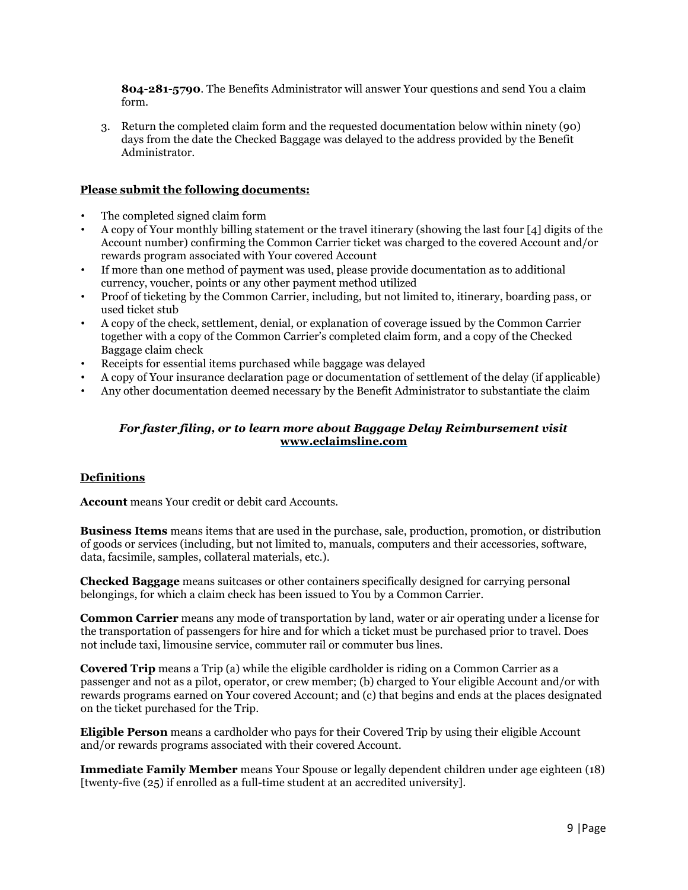**804-281-5790**. The Benefits Administrator will answer Your questions and send You a claim form.

3. Return the completed claim form and the requested documentation below within ninety (90) days from the date the Checked Baggage was delayed to the address provided by the Benefit Administrator.

**Please submit the following documents:**

- The completed signed claim form
- A copy of Your monthly billing statement or the travel itinerary (showing the last four [4] digits of the Account number) confirming the Common Carrier ticket was charged to the covered Account and/or rewards program associated with Your covered Account
- If more than one method of payment was used, please provide documentation as to additional currency, voucher, points or any other payment method utilized
- Proof of ticketing by the Common Carrier, including, but not limited to, itinerary, boarding pass, or used ticket stub
- A copy of the check, settlement, denial, or explanation of coverage issued by the Common Carrier together with a copy of the Common Carrier's completed claim form, and a copy of the Checked Baggage claim check
- Receipts for essential items purchased while baggage was delayed
- A copy of Your insurance declaration page or documentation of settlement of the delay (if applicable)
- Any other documentation deemed necessary by the Benefit Administrator to substantiate the claim

***For faster filing, or to learn more about Baggage Delay Reimbursement visit* [www.eclaimsline.com](http://www.eclaimsline.com)**

**Definitions**

**Account** means Your credit or debit card Accounts.

**Business Items** means items that are used in the purchase, sale, production, promotion, or distribution of goods or services (including, but not limited to, manuals, computers and their accessories, software, data, facsimile, samples, collateral materials, etc.).

**Checked Baggage** means suitcases or other containers specifically designed for carrying personal belongings, for which a claim check has been issued to You by a Common Carrier.

**Common Carrier** means any mode of transportation by land, water or air operating under a license for the transportation of passengers for hire and for which a ticket must be purchased prior to travel. Does not include taxi, limousine service, commuter rail or commuter bus lines.

**Covered Trip** means a Trip (a) while the eligible cardholder is riding on a Common Carrier as a passenger and not as a pilot, operator, or crew member; (b) charged to Your eligible Account and/or with rewards programs earned on Your covered Account; and (c) that begins and ends at the places designated on the ticket purchased for the Trip.

**Eligible Person** means a cardholder who pays for their Covered Trip by using their eligible Account and/or rewards programs associated with their covered Account.

**Immediate Family Member** means Your Spouse or legally dependent children under age eighteen (18) [twenty-five (25) if enrolled as a full-time student at an accredited university].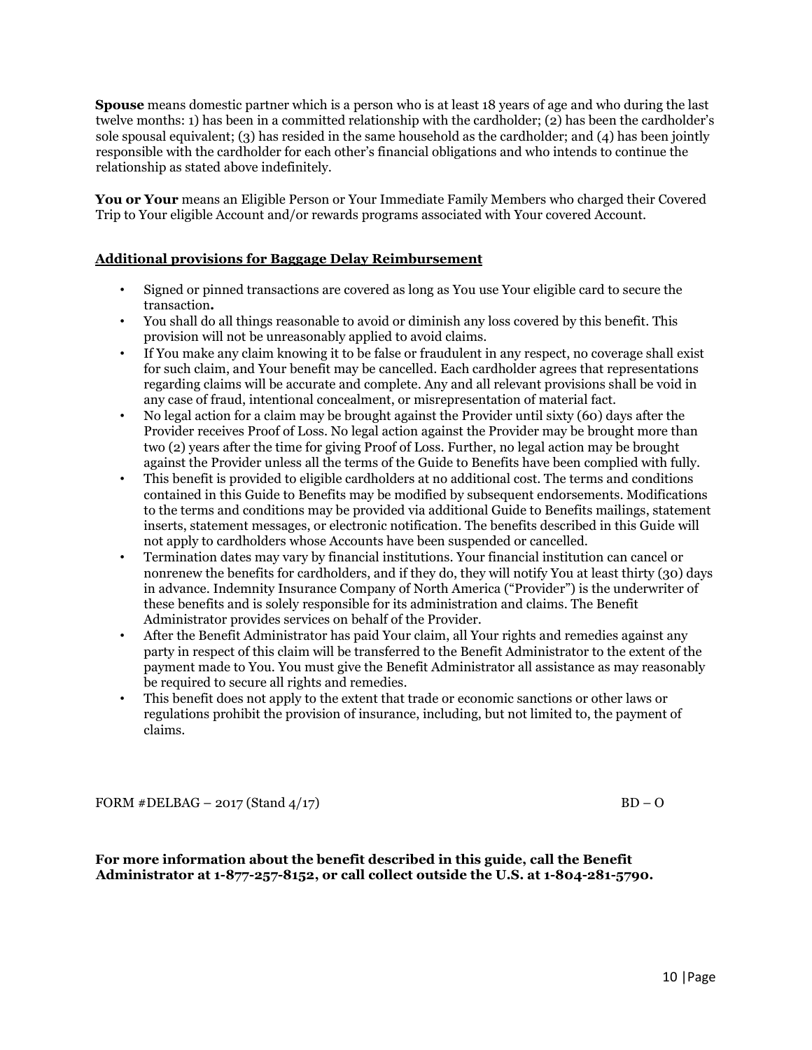**Spouse** means domestic partner which is a person who is at least 18 years of age and who during the last twelve months: 1) has been in a committed relationship with the cardholder; (2) has been the cardholder's sole spousal equivalent; (3) has resided in the same household as the cardholder; and (4) has been jointly responsible with the cardholder for each other's financial obligations and who intends to continue the relationship as stated above indefinitely.

**You or Your** means an Eligible Person or Your Immediate Family Members who charged their Covered Trip to Your eligible Account and/or rewards programs associated with Your covered Account.

**Additional provisions for Baggage Delay Reimbursement**

- Signed or pinned transactions are covered as long as You use Your eligible card to secure the transaction**.**
- You shall do all things reasonable to avoid or diminish any loss covered by this benefit. This provision will not be unreasonably applied to avoid claims.
- If You make any claim knowing it to be false or fraudulent in any respect, no coverage shall exist for such claim, and Your benefit may be cancelled. Each cardholder agrees that representations regarding claims will be accurate and complete. Any and all relevant provisions shall be void in any case of fraud, intentional concealment, or misrepresentation of material fact.
- No legal action for a claim may be brought against the Provider until sixty (60) days after the Provider receives Proof of Loss. No legal action against the Provider may be brought more than two (2) years after the time for giving Proof of Loss. Further, no legal action may be brought against the Provider unless all the terms of the Guide to Benefits have been complied with fully.
- This benefit is provided to eligible cardholders at no additional cost. The terms and conditions contained in this Guide to Benefits may be modified by subsequent endorsements. Modifications to the terms and conditions may be provided via additional Guide to Benefits mailings, statement inserts, statement messages, or electronic notification. The benefits described in this Guide will not apply to cardholders whose Accounts have been suspended or cancelled.
- Termination dates may vary by financial institutions. Your financial institution can cancel or nonrenew the benefits for cardholders, and if they do, they will notify You at least thirty (30) days in advance. Indemnity Insurance Company of North America ("Provider") is the underwriter of these benefits and is solely responsible for its administration and claims. The Benefit Administrator provides services on behalf of the Provider.
- After the Benefit Administrator has paid Your claim, all Your rights and remedies against any party in respect of this claim will be transferred to the Benefit Administrator to the extent of the payment made to You. You must give the Benefit Administrator all assistance as may reasonably be required to secure all rights and remedies.
- This benefit does not apply to the extent that trade or economic sanctions or other laws or regulations prohibit the provision of insurance, including, but not limited to, the payment of claims.

FORM #DELBAG – 2017 (Stand 4/17) BD – O

**For more information about the benefit described in this guide, call the Benefit Administrator at 1-877-257-8152, or call collect outside the U.S. at 1-804-281-5790.**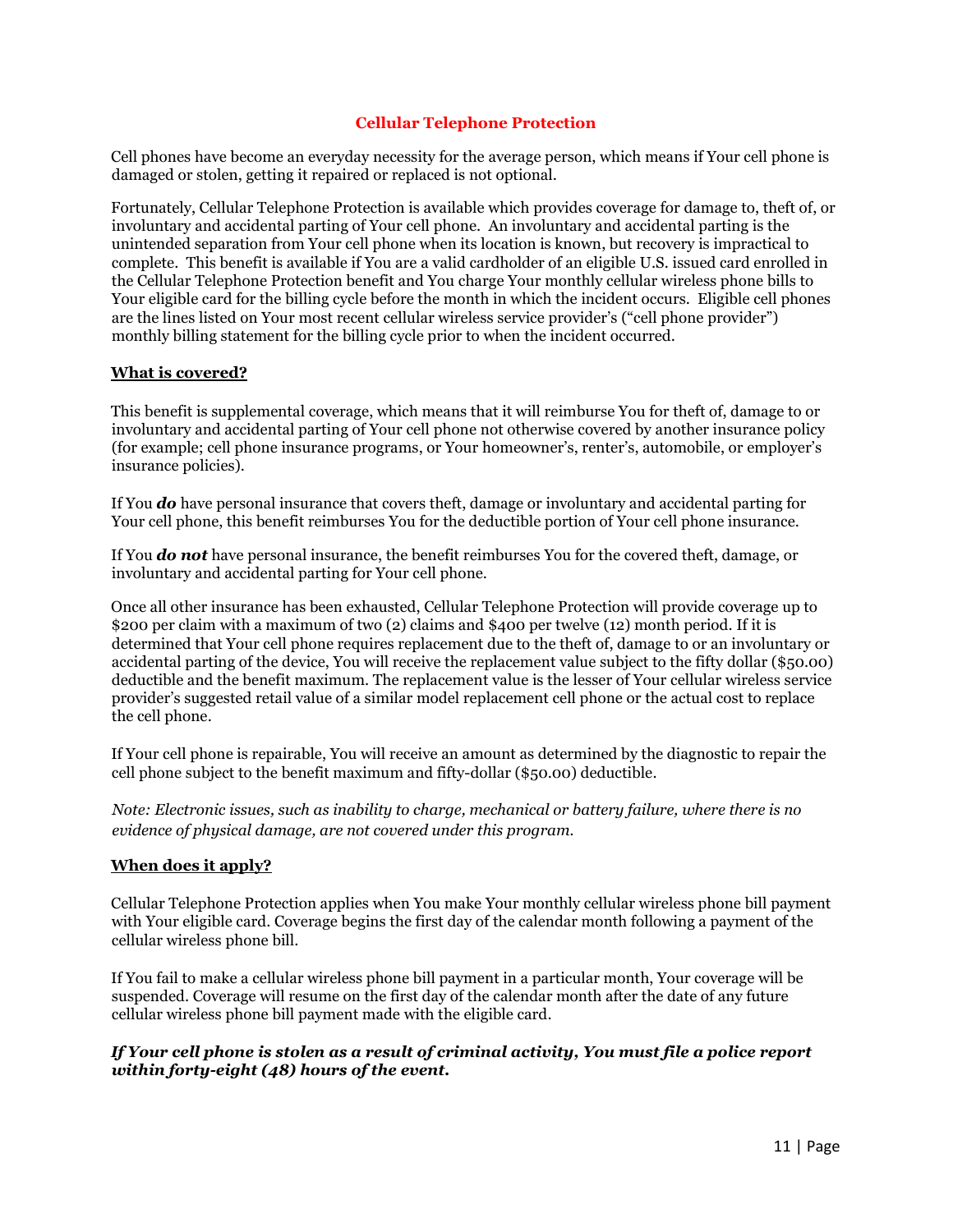## Cellular Telephone Protection

Cell phones have become an everyday necessity for the average person, which means if Your cell phone is damaged or stolen, getting it repaired or replaced is not optional.

Fortunately, Cellular Telephone Protection is available which provides coverage for damage to, theft of, or involuntary and accidental parting of Your cell phone. An involuntary and accidental parting is the unintended separation from Your cell phone when its location is known, but recovery is impractical to complete. This benefit is available if You are a valid cardholder of an eligible U.S. issued card enrolled in the Cellular Telephone Protection benefit and You charge Your monthly cellular wireless phone bills to Your eligible card for the billing cycle before the month in which the incident occurs. Eligible cell phones are the lines listed on Your most recent cellular wireless service provider's ("cell phone provider") monthly billing statement for the billing cycle prior to when the incident occurred.

### What is covered?

This benefit is supplemental coverage, which means that it will reimburse You for theft of, damage to or involuntary and accidental parting of Your cell phone not otherwise covered by another insurance policy (for example; cell phone insurance programs, or Your homeowner's, renter's, automobile, or employer's insurance policies).

If You ***do*** have personal insurance that covers theft, damage or involuntary and accidental parting for Your cell phone, this benefit reimburses You for the deductible portion of Your cell phone insurance.

If You ***do not*** have personal insurance, the benefit reimburses You for the covered theft, damage, or involuntary and accidental parting for Your cell phone.

Once all other insurance has been exhausted, Cellular Telephone Protection will provide coverage up to $200 per claim with a maximum of two (2) claims and $400 per twelve (12) month period. If it is determined that Your cell phone requires replacement due to the theft of, damage to or an involuntary or accidental parting of the device, You will receive the replacement value subject to the fifty dollar ($50.00) deductible and the benefit maximum. The replacement value is the lesser of Your cellular wireless service provider's suggested retail value of a similar model replacement cell phone or the actual cost to replace the cell phone.

If Your cell phone is repairable, You will receive an amount as determined by the diagnostic to repair the cell phone subject to the benefit maximum and fifty-dollar ($50.00) deductible.

*Note: Electronic issues, such as inability to charge, mechanical or battery failure, where there is no evidence of physical damage, are not covered under this program.*

### When does it apply?

Cellular Telephone Protection applies when You make Your monthly cellular wireless phone bill payment with Your eligible card. Coverage begins the first day of the calendar month following a payment of the cellular wireless phone bill.

If You fail to make a cellular wireless phone bill payment in a particular month, Your coverage will be suspended. Coverage will resume on the first day of the calendar month after the date of any future cellular wireless phone bill payment made with the eligible card.

***If Your cell phone is stolen as a result of criminal activity, You must file a police report within forty-eight (48) hours of the event.***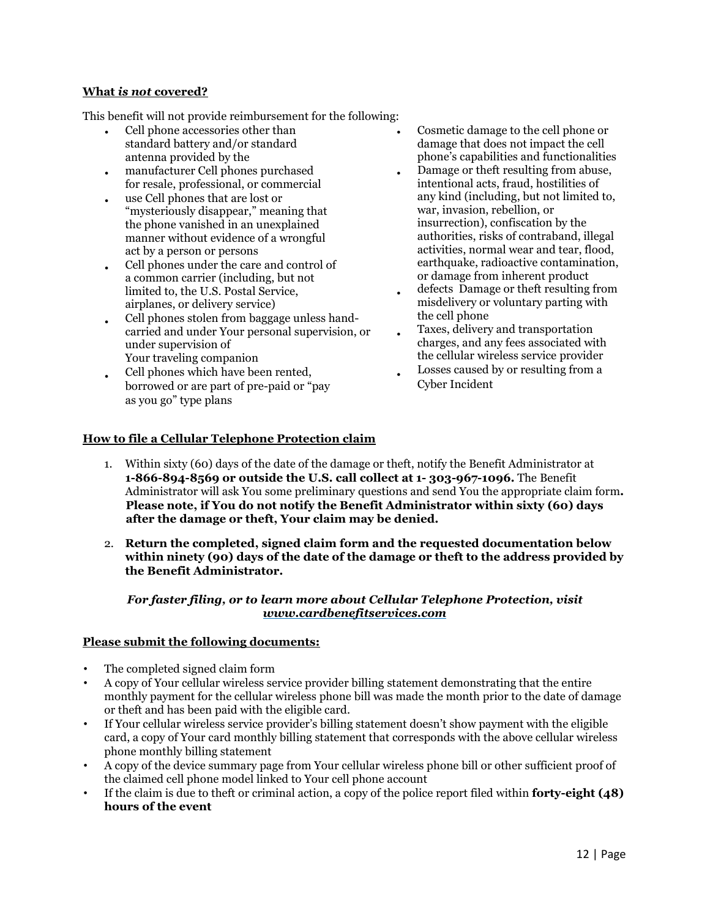**What *is not* covered?**

This benefit will not provide reimbursement for the following:

- Cell phone accessories other than standard battery and/or standard antenna provided by the
- manufacturer Cell phones purchased for resale, professional, or commercial
- use Cell phones that are lost or "mysteriously disappear," meaning that the phone vanished in an unexplained manner without evidence of a wrongful act by a person or persons
- Cell phones under the care and control of a common carrier (including, but not limited to, the U.S. Postal Service, airplanes, or delivery service)
- Cell phones stolen from baggage unless hand-carried and under Your personal supervision, or under supervision of Your traveling companion
- Cell phones which have been rented, borrowed or are part of pre-paid or "pay as you go" type plans
- Cosmetic damage to the cell phone or damage that does not impact the cell phone's capabilities and functionalities
- Damage or theft resulting from abuse, intentional acts, fraud, hostilities of any kind (including, but not limited to, war, invasion, rebellion, or insurrection), confiscation by the authorities, risks of contraband, illegal activities, normal wear and tear, flood, earthquake, radioactive contamination, or damage from inherent product
- defects Damage or theft resulting from misdelivery or voluntary parting with the cell phone
- Taxes, delivery and transportation charges, and any fees associated with the cellular wireless service provider
- Losses caused by or resulting from a Cyber Incident

**How to file a Cellular Telephone Protection claim**

1. Within sixty (60) days of the date of the damage or theft, notify the Benefit Administrator at **1-866-894-8569 or outside the U.S. call collect at 1- 303-967-1096.** The Benefit Administrator will ask You some preliminary questions and send You the appropriate claim form**. Please note, if You do not notify the Benefit Administrator within sixty (60) days after the damage or theft, Your claim may be denied.**
2. **Return the completed, signed claim form and the requested documentation below within ninety (90) days of the date of the damage or theft to the address provided by the Benefit Administrator.**

***For faster filing, or to learn more about Cellular Telephone Protection, visit [www.cardbenefitservices.com](www.cardbenefitservices.com)***

**Please submit the following documents:**

- The completed signed claim form
- A copy of Your cellular wireless service provider billing statement demonstrating that the entire monthly payment for the cellular wireless phone bill was made the month prior to the date of damage or theft and has been paid with the eligible card.
- If Your cellular wireless service provider's billing statement doesn't show payment with the eligible card, a copy of Your card monthly billing statement that corresponds with the above cellular wireless phone monthly billing statement
- A copy of the device summary page from Your cellular wireless phone bill or other sufficient proof of the claimed cell phone model linked to Your cell phone account
- If the claim is due to theft or criminal action, a copy of the police report filed within **forty-eight (48) hours of the event**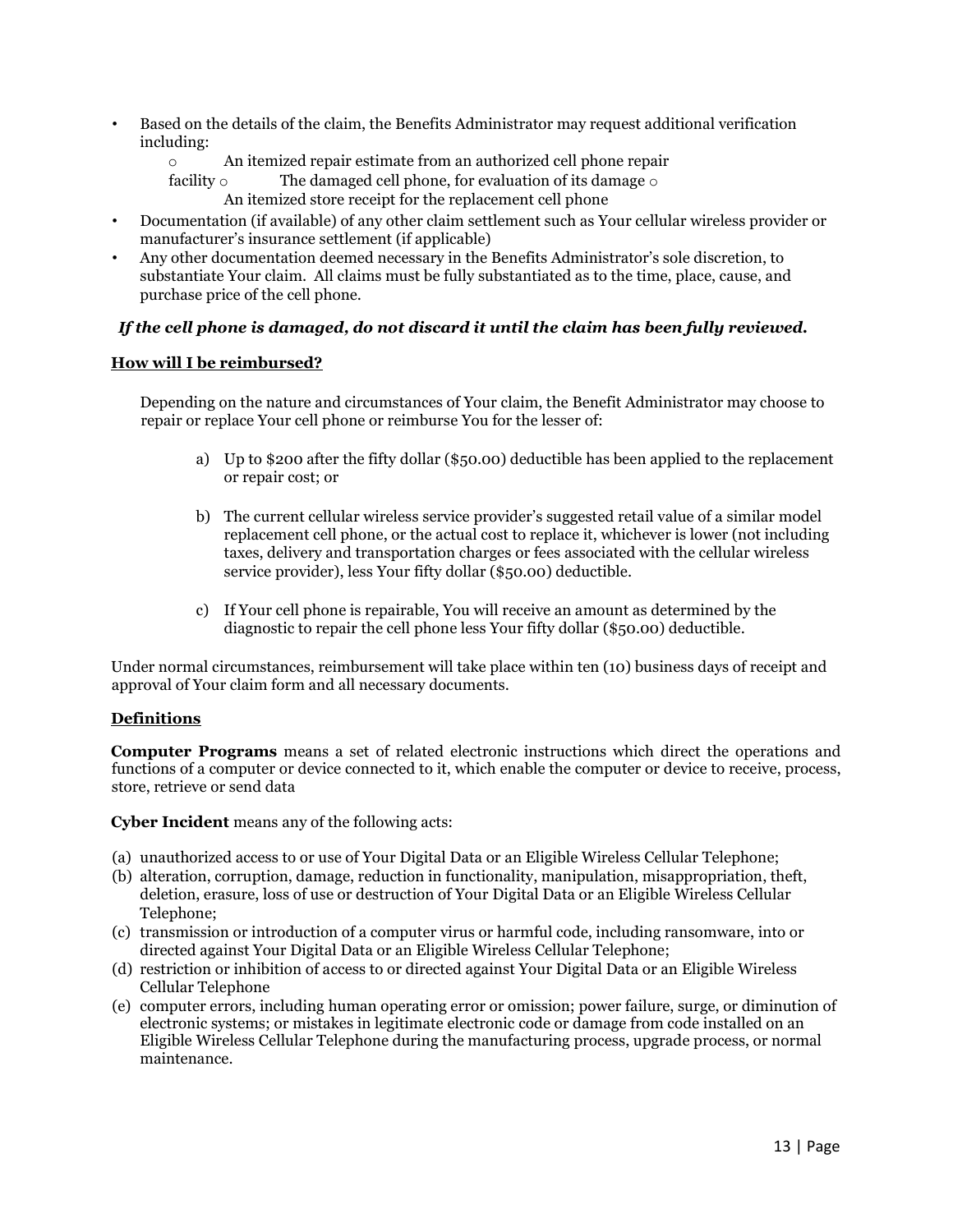- Based on the details of the claim, the Benefits Administrator may request additional verification including:
  - An itemized repair estimate from an authorized cell phone repair facility
  - The damaged cell phone, for evaluation of its damage
  - An itemized store receipt for the replacement cell phone
- Documentation (if available) of any other claim settlement such as Your cellular wireless provider or manufacturer's insurance settlement (if applicable)
- Any other documentation deemed necessary in the Benefits Administrator's sole discretion, to substantiate Your claim. All claims must be fully substantiated as to the time, place, cause, and purchase price of the cell phone.

***If the cell phone is damaged, do not discard it until the claim has been fully reviewed.***

**How will I be reimbursed?**

Depending on the nature and circumstances of Your claim, the Benefit Administrator may choose to repair or replace Your cell phone or reimburse You for the lesser of:

a) Up to $200 after the fifty dollar ($50.00) deductible has been applied to the replacement or repair cost; or

b) The current cellular wireless service provider's suggested retail value of a similar model replacement cell phone, or the actual cost to replace it, whichever is lower (not including taxes, delivery and transportation charges or fees associated with the cellular wireless service provider), less Your fifty dollar ($50.00) deductible.

c) If Your cell phone is repairable, You will receive an amount as determined by the diagnostic to repair the cell phone less Your fifty dollar ($50.00) deductible.

Under normal circumstances, reimbursement will take place within ten (10) business days of receipt and approval of Your claim form and all necessary documents.

**Definitions**

**Computer Programs** means a set of related electronic instructions which direct the operations and functions of a computer or device connected to it, which enable the computer or device to receive, process, store, retrieve or send data

**Cyber Incident** means any of the following acts:

(a) unauthorized access to or use of Your Digital Data or an Eligible Wireless Cellular Telephone;
(b) alteration, corruption, damage, reduction in functionality, manipulation, misappropriation, theft, deletion, erasure, loss of use or destruction of Your Digital Data or an Eligible Wireless Cellular Telephone;
(c) transmission or introduction of a computer virus or harmful code, including ransomware, into or directed against Your Digital Data or an Eligible Wireless Cellular Telephone;
(d) restriction or inhibition of access to or directed against Your Digital Data or an Eligible Wireless Cellular Telephone
(e) computer errors, including human operating error or omission; power failure, surge, or diminution of electronic systems; or mistakes in legitimate electronic code or damage from code installed on an Eligible Wireless Cellular Telephone during the manufacturing process, upgrade process, or normal maintenance.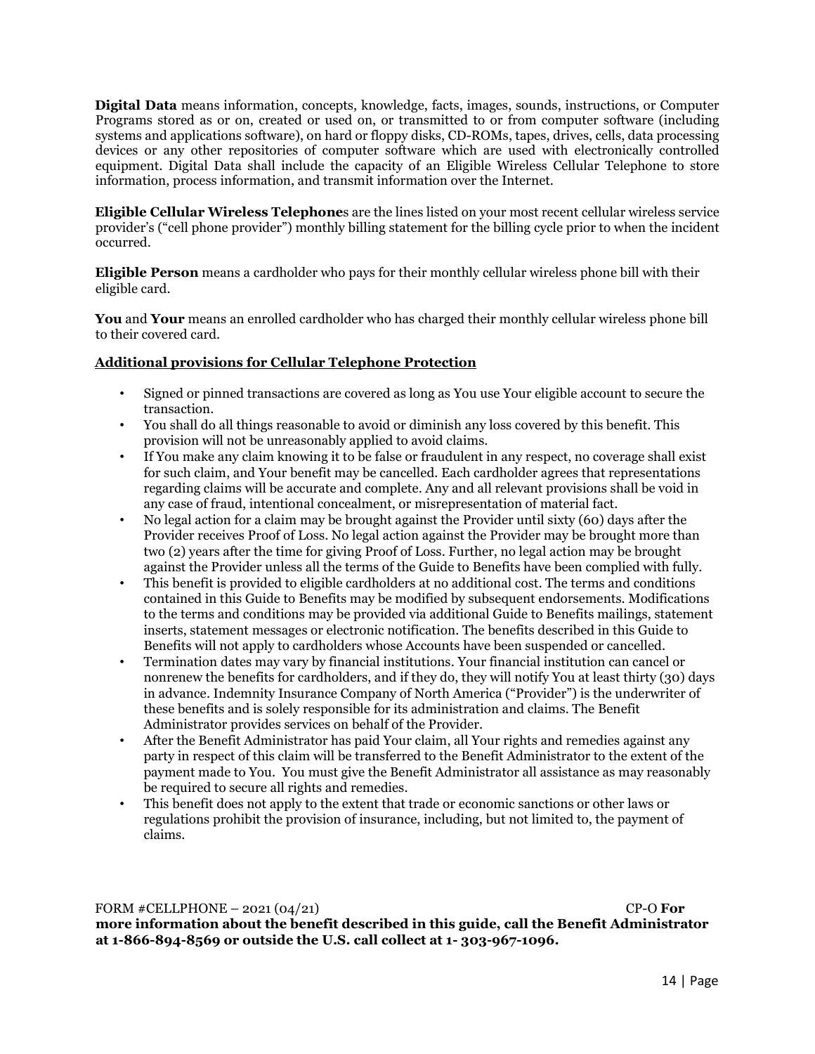**Digital Data** means information, concepts, knowledge, facts, images, sounds, instructions, or Computer Programs stored as or on, created or used on, or transmitted to or from computer software (including systems and applications software), on hard or floppy disks, CD-ROMs, tapes, drives, cells, data processing devices or any other repositories of computer software which are used with electronically controlled equipment. Digital Data shall include the capacity of an Eligible Wireless Cellular Telephone to store information, process information, and transmit information over the Internet.

**Eligible Cellular Wireless Telephone**s are the lines listed on your most recent cellular wireless service provider's ("cell phone provider") monthly billing statement for the billing cycle prior to when the incident occurred.

**Eligible Person** means a cardholder who pays for their monthly cellular wireless phone bill with their eligible card.

**You** and **Your** means an enrolled cardholder who has charged their monthly cellular wireless phone bill to their covered card.

**Additional provisions for Cellular Telephone Protection**

- Signed or pinned transactions are covered as long as You use Your eligible account to secure the transaction.
- You shall do all things reasonable to avoid or diminish any loss covered by this benefit. This provision will not be unreasonably applied to avoid claims.
- If You make any claim knowing it to be false or fraudulent in any respect, no coverage shall exist for such claim, and Your benefit may be cancelled. Each cardholder agrees that representations regarding claims will be accurate and complete. Any and all relevant provisions shall be void in any case of fraud, intentional concealment, or misrepresentation of material fact.
- No legal action for a claim may be brought against the Provider until sixty (60) days after the Provider receives Proof of Loss. No legal action against the Provider may be brought more than two (2) years after the time for giving Proof of Loss. Further, no legal action may be brought against the Provider unless all the terms of the Guide to Benefits have been complied with fully.
- This benefit is provided to eligible cardholders at no additional cost. The terms and conditions contained in this Guide to Benefits may be modified by subsequent endorsements. Modifications to the terms and conditions may be provided via additional Guide to Benefits mailings, statement inserts, statement messages or electronic notification. The benefits described in this Guide to Benefits will not apply to cardholders whose Accounts have been suspended or cancelled.
- Termination dates may vary by financial institutions. Your financial institution can cancel or nonrenew the benefits for cardholders, and if they do, they will notify You at least thirty (30) days in advance. Indemnity Insurance Company of North America ("Provider") is the underwriter of these benefits and is solely responsible for its administration and claims. The Benefit Administrator provides services on behalf of the Provider.
- After the Benefit Administrator has paid Your claim, all Your rights and remedies against any party in respect of this claim will be transferred to the Benefit Administrator to the extent of the payment made to You. You must give the Benefit Administrator all assistance as may reasonably be required to secure all rights and remedies.
- This benefit does not apply to the extent that trade or economic sanctions or other laws or regulations prohibit the provision of insurance, including, but not limited to, the payment of claims.

FORM #CELLPHONE – 2021 (04/21) CP-O **For more information about the benefit described in this guide, call the Benefit Administrator at 1-866-894-8569 or outside the U.S. call collect at 1- 303-967-1096.**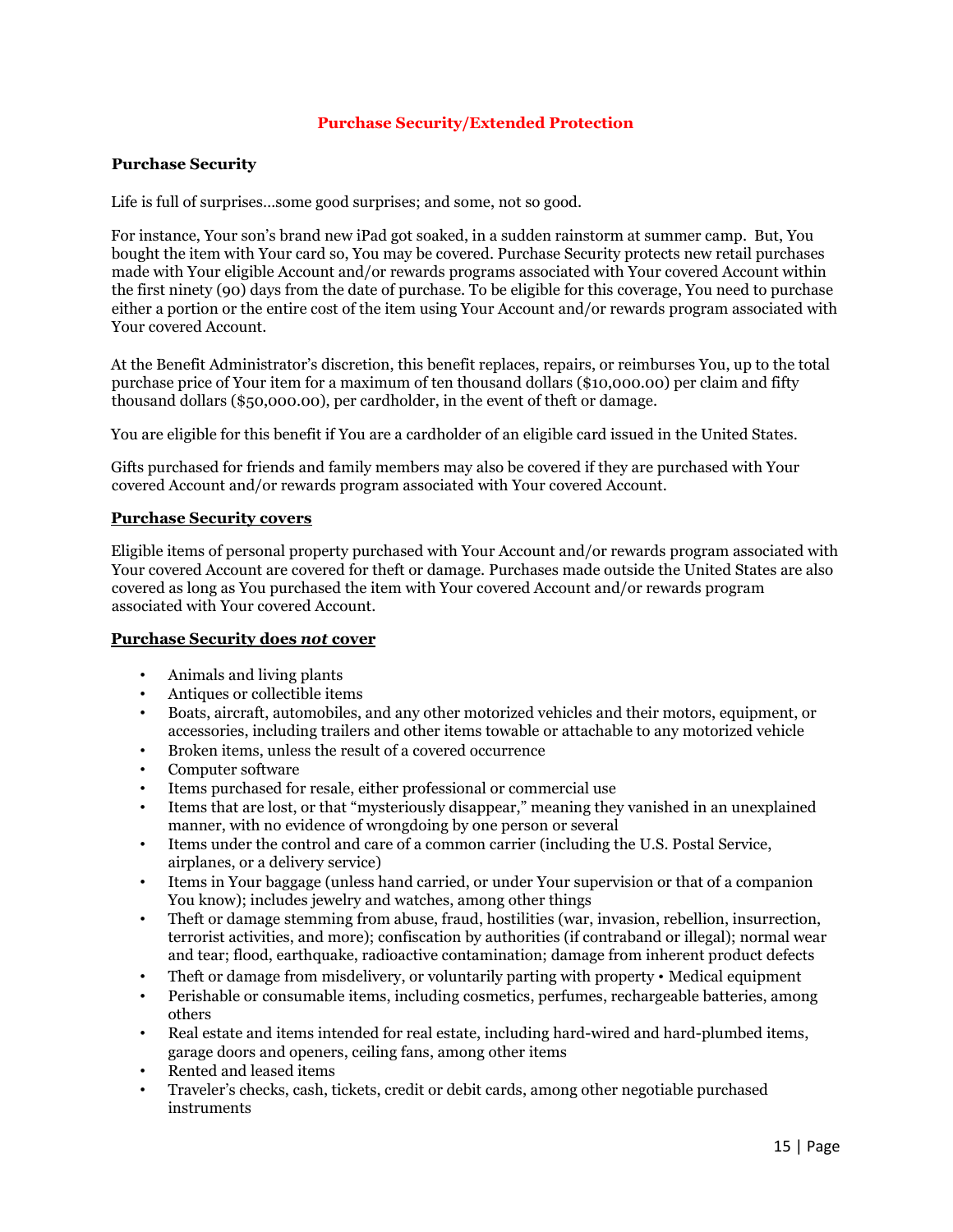## Purchase Security/Extended Protection

### Purchase Security

Life is full of surprises…some good surprises; and some, not so good.

For instance, Your son's brand new iPad got soaked, in a sudden rainstorm at summer camp. But, You bought the item with Your card so, You may be covered. Purchase Security protects new retail purchases made with Your eligible Account and/or rewards programs associated with Your covered Account within the first ninety (90) days from the date of purchase. To be eligible for this coverage, You need to purchase either a portion or the entire cost of the item using Your Account and/or rewards program associated with Your covered Account.

At the Benefit Administrator's discretion, this benefit replaces, repairs, or reimburses You, up to the total purchase price of Your item for a maximum of ten thousand dollars ($10,000.00) per claim and fifty thousand dollars ($50,000.00), per cardholder, in the event of theft or damage.

You are eligible for this benefit if You are a cardholder of an eligible card issued in the United States.

Gifts purchased for friends and family members may also be covered if they are purchased with Your covered Account and/or rewards program associated with Your covered Account.

**<u>Purchase Security covers</u>**

Eligible items of personal property purchased with Your Account and/or rewards program associated with Your covered Account are covered for theft or damage. Purchases made outside the United States are also covered as long as You purchased the item with Your covered Account and/or rewards program associated with Your covered Account.

**<u>Purchase Security does *not* cover</u>**

- Animals and living plants
- Antiques or collectible items
- Boats, aircraft, automobiles, and any other motorized vehicles and their motors, equipment, or accessories, including trailers and other items towable or attachable to any motorized vehicle
- Broken items, unless the result of a covered occurrence
- Computer software
- Items purchased for resale, either professional or commercial use
- Items that are lost, or that "mysteriously disappear," meaning they vanished in an unexplained manner, with no evidence of wrongdoing by one person or several
- Items under the control and care of a common carrier (including the U.S. Postal Service, airplanes, or a delivery service)
- Items in Your baggage (unless hand carried, or under Your supervision or that of a companion You know); includes jewelry and watches, among other things
- Theft or damage stemming from abuse, fraud, hostilities (war, invasion, rebellion, insurrection, terrorist activities, and more); confiscation by authorities (if contraband or illegal); normal wear and tear; flood, earthquake, radioactive contamination; damage from inherent product defects
- Theft or damage from misdelivery, or voluntarily parting with property • Medical equipment
- Perishable or consumable items, including cosmetics, perfumes, rechargeable batteries, among others
- Real estate and items intended for real estate, including hard-wired and hard-plumbed items, garage doors and openers, ceiling fans, among other items
- Rented and leased items
- Traveler's checks, cash, tickets, credit or debit cards, among other negotiable purchased instruments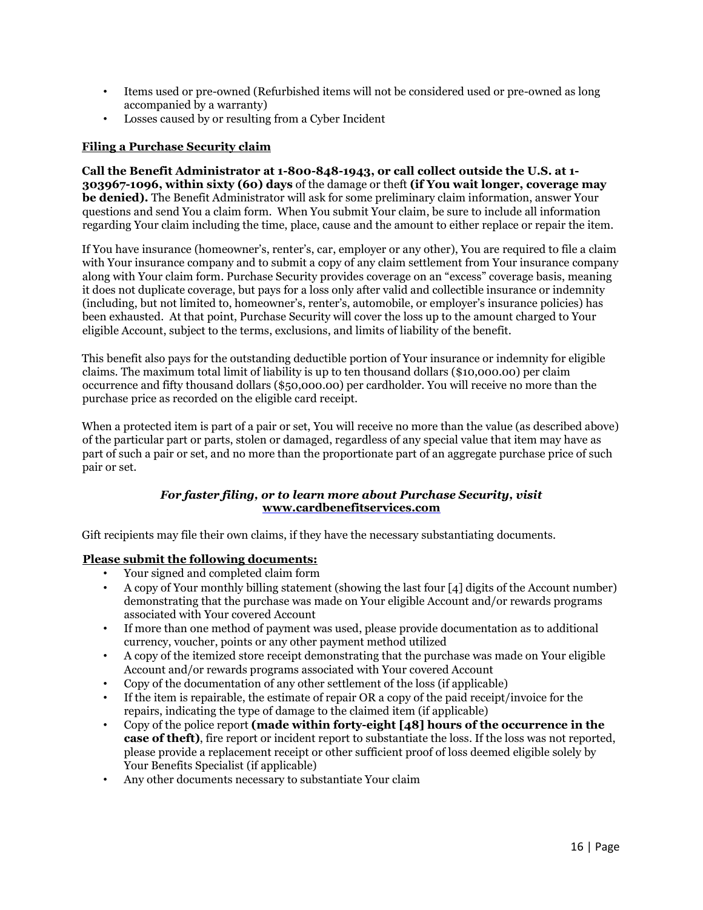- Items used or pre-owned (Refurbished items will not be considered used or pre-owned as long accompanied by a warranty)
- Losses caused by or resulting from a Cyber Incident

**Filing a Purchase Security claim**

**Call the Benefit Administrator at 1-800-848-1943, or call collect outside the U.S. at 1-303967-1096, within sixty (60) days** of the damage or theft **(if You wait longer, coverage may be denied).** The Benefit Administrator will ask for some preliminary claim information, answer Your questions and send You a claim form. When You submit Your claim, be sure to include all information regarding Your claim including the time, place, cause and the amount to either replace or repair the item.

If You have insurance (homeowner's, renter's, car, employer or any other), You are required to file a claim with Your insurance company and to submit a copy of any claim settlement from Your insurance company along with Your claim form. Purchase Security provides coverage on an "excess" coverage basis, meaning it does not duplicate coverage, but pays for a loss only after valid and collectible insurance or indemnity (including, but not limited to, homeowner's, renter's, automobile, or employer's insurance policies) has been exhausted. At that point, Purchase Security will cover the loss up to the amount charged to Your eligible Account, subject to the terms, exclusions, and limits of liability of the benefit.

This benefit also pays for the outstanding deductible portion of Your insurance or indemnity for eligible claims. The maximum total limit of liability is up to ten thousand dollars ($10,000.00) per claim occurrence and fifty thousand dollars ($50,000.00) per cardholder. You will receive no more than the purchase price as recorded on the eligible card receipt.

When a protected item is part of a pair or set, You will receive no more than the value (as described above) of the particular part or parts, stolen or damaged, regardless of any special value that item may have as part of such a pair or set, and no more than the proportionate part of an aggregate purchase price of such pair or set.

***For faster filing, or to learn more about Purchase Security, visit*** **www.cardbenefitservices.com**

Gift recipients may file their own claims, if they have the necessary substantiating documents.

**Please submit the following documents:**

- Your signed and completed claim form
- A copy of Your monthly billing statement (showing the last four [4] digits of the Account number) demonstrating that the purchase was made on Your eligible Account and/or rewards programs associated with Your covered Account
- If more than one method of payment was used, please provide documentation as to additional currency, voucher, points or any other payment method utilized
- A copy of the itemized store receipt demonstrating that the purchase was made on Your eligible Account and/or rewards programs associated with Your covered Account
- Copy of the documentation of any other settlement of the loss (if applicable)
- If the item is repairable, the estimate of repair OR a copy of the paid receipt/invoice for the repairs, indicating the type of damage to the claimed item (if applicable)
- Copy of the police report **(made within forty-eight [48] hours of the occurrence in the case of theft)**, fire report or incident report to substantiate the loss. If the loss was not reported, please provide a replacement receipt or other sufficient proof of loss deemed eligible solely by Your Benefits Specialist (if applicable)
- Any other documents necessary to substantiate Your claim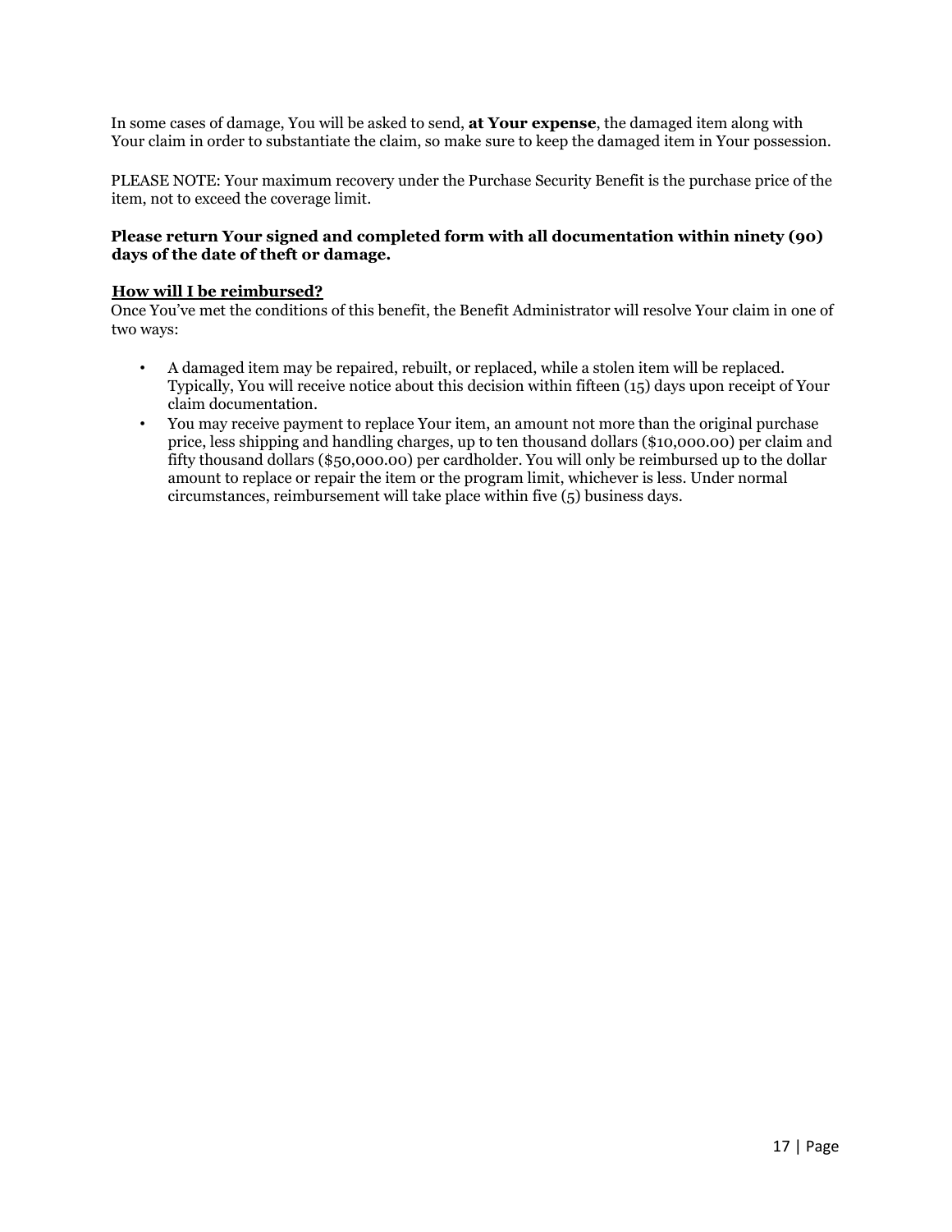In some cases of damage, You will be asked to send, **at Your expense**, the damaged item along with Your claim in order to substantiate the claim, so make sure to keep the damaged item in Your possession.

PLEASE NOTE: Your maximum recovery under the Purchase Security Benefit is the purchase price of the item, not to exceed the coverage limit.

**Please return Your signed and completed form with all documentation within ninety (90) days of the date of theft or damage.**

**How will I be reimbursed?**

Once You've met the conditions of this benefit, the Benefit Administrator will resolve Your claim in one of two ways:

- A damaged item may be repaired, rebuilt, or replaced, while a stolen item will be replaced. Typically, You will receive notice about this decision within fifteen (15) days upon receipt of Your claim documentation.
- You may receive payment to replace Your item, an amount not more than the original purchase price, less shipping and handling charges, up to ten thousand dollars ($10,000.00) per claim and fifty thousand dollars ($50,000.00) per cardholder. You will only be reimbursed up to the dollar amount to replace or repair the item or the program limit, whichever is less. Under normal circumstances, reimbursement will take place within five (5) business days.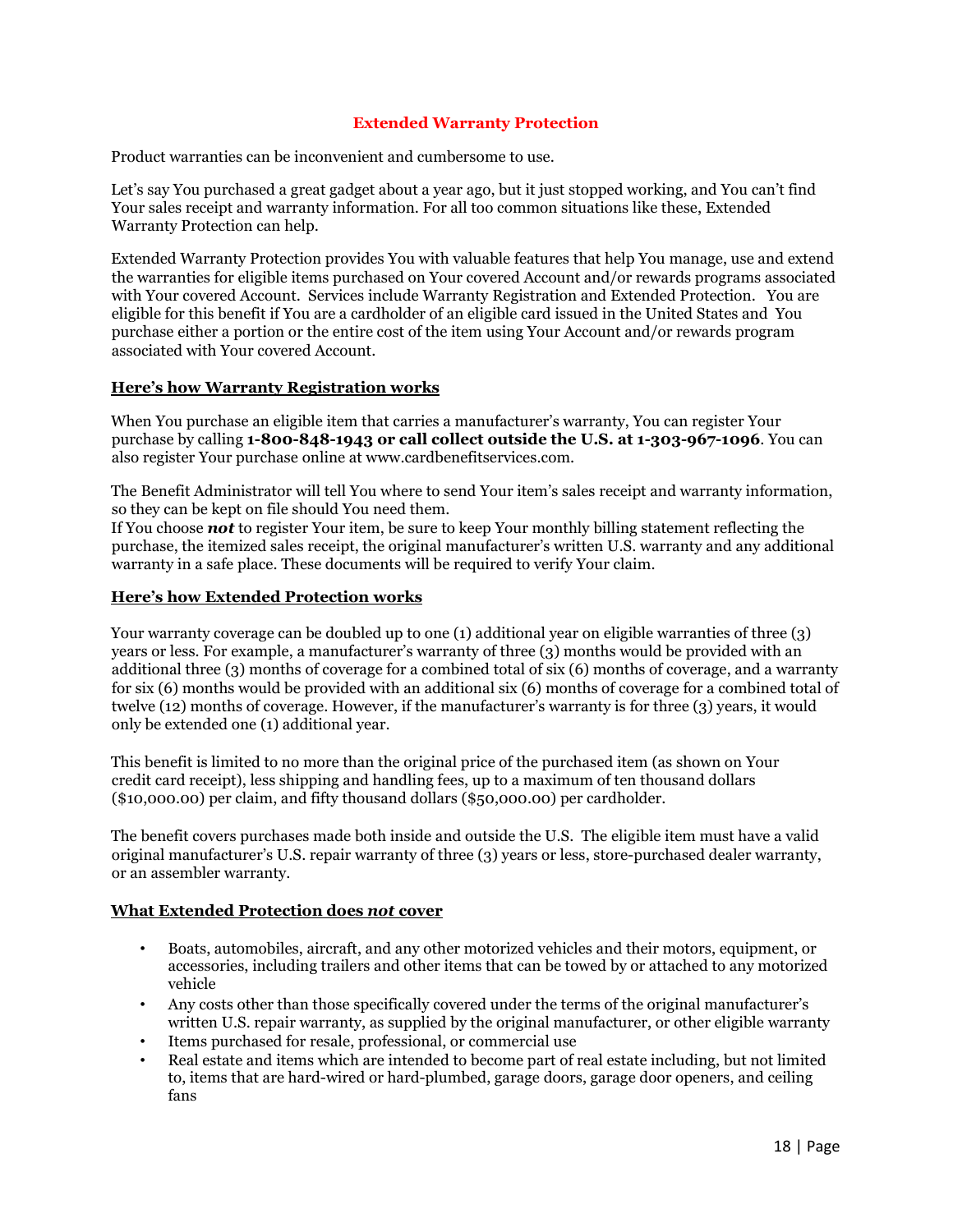# Extended Warranty Protection

Product warranties can be inconvenient and cumbersome to use.

Let's say You purchased a great gadget about a year ago, but it just stopped working, and You can't find Your sales receipt and warranty information. For all too common situations like these, Extended Warranty Protection can help.

Extended Warranty Protection provides You with valuable features that help You manage, use and extend the warranties for eligible items purchased on Your covered Account and/or rewards programs associated with Your covered Account. Services include Warranty Registration and Extended Protection. You are eligible for this benefit if You are a cardholder of an eligible card issued in the United States and You purchase either a portion or the entire cost of the item using Your Account and/or rewards program associated with Your covered Account.

## Here's how Warranty Registration works

When You purchase an eligible item that carries a manufacturer's warranty, You can register Your purchase by calling **1-800-848-1943 or call collect outside the U.S. at 1-303-967-1096**. You can also register Your purchase online at www.cardbenefitservices.com.

The Benefit Administrator will tell You where to send Your item's sales receipt and warranty information, so they can be kept on file should You need them.

If You choose ***not*** to register Your item, be sure to keep Your monthly billing statement reflecting the purchase, the itemized sales receipt, the original manufacturer's written U.S. warranty and any additional warranty in a safe place. These documents will be required to verify Your claim.

## Here's how Extended Protection works

Your warranty coverage can be doubled up to one (1) additional year on eligible warranties of three (3) years or less. For example, a manufacturer's warranty of three (3) months would be provided with an additional three (3) months of coverage for a combined total of six (6) months of coverage, and a warranty for six (6) months would be provided with an additional six (6) months of coverage for a combined total of twelve (12) months of coverage. However, if the manufacturer's warranty is for three (3) years, it would only be extended one (1) additional year.

This benefit is limited to no more than the original price of the purchased item (as shown on Your credit card receipt), less shipping and handling fees, up to a maximum of ten thousand dollars ($10,000.00) per claim, and fifty thousand dollars ($50,000.00) per cardholder.

The benefit covers purchases made both inside and outside the U.S. The eligible item must have a valid original manufacturer's U.S. repair warranty of three (3) years or less, store-purchased dealer warranty, or an assembler warranty.

## What Extended Protection does *not* cover

- Boats, automobiles, aircraft, and any other motorized vehicles and their motors, equipment, or accessories, including trailers and other items that can be towed by or attached to any motorized vehicle
- Any costs other than those specifically covered under the terms of the original manufacturer's written U.S. repair warranty, as supplied by the original manufacturer, or other eligible warranty
- Items purchased for resale, professional, or commercial use
- Real estate and items which are intended to become part of real estate including, but not limited to, items that are hard-wired or hard-plumbed, garage doors, garage door openers, and ceiling fans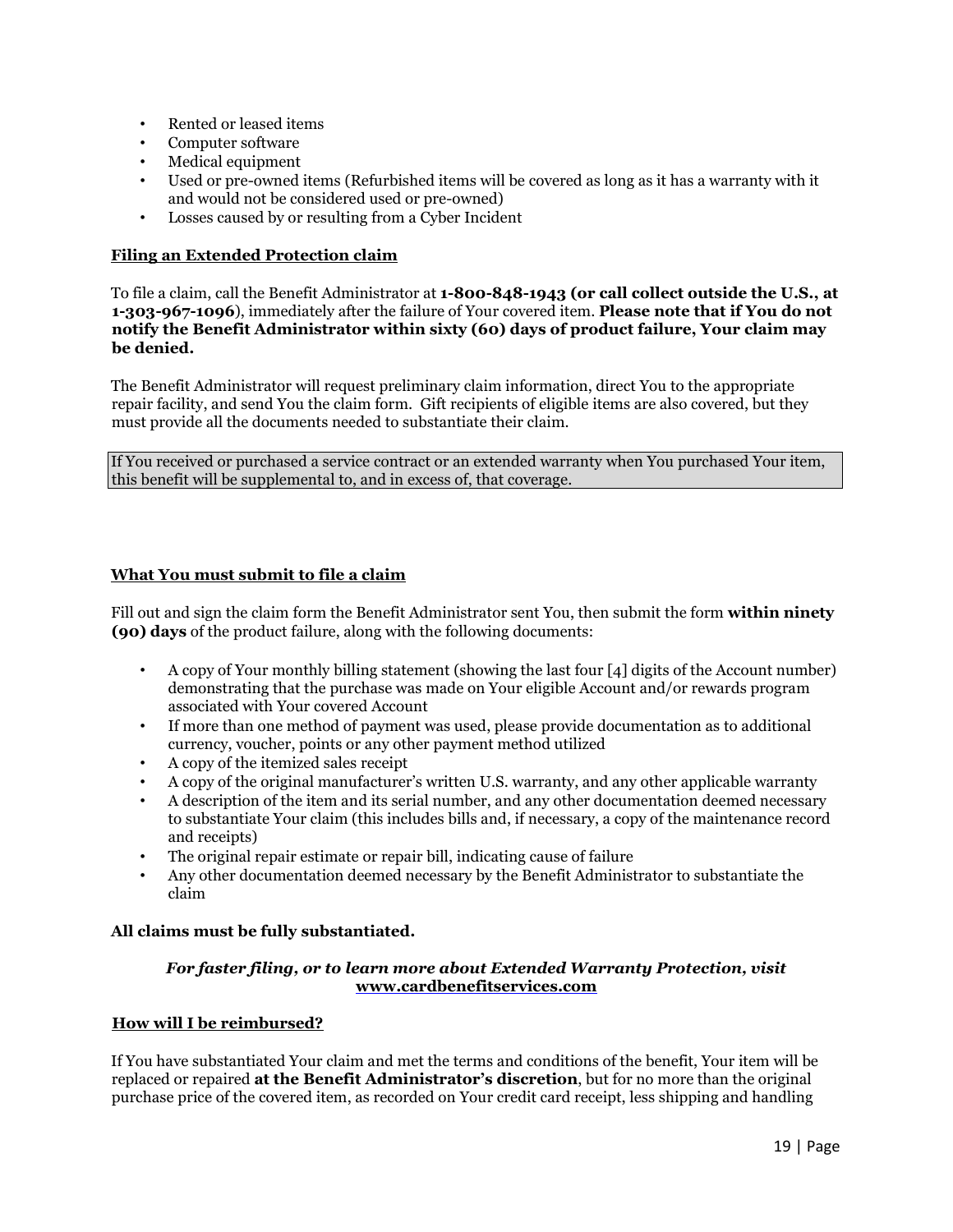- Rented or leased items
- Computer software
- Medical equipment
- Used or pre-owned items (Refurbished items will be covered as long as it has a warranty with it and would not be considered used or pre-owned)
- Losses caused by or resulting from a Cyber Incident

**Filing an Extended Protection claim**

To file a claim, call the Benefit Administrator at **1-800-848-1943 (or call collect outside the U.S., at 1-303-967-1096**), immediately after the failure of Your covered item. **Please note that if You do not notify the Benefit Administrator within sixty (60) days of product failure, Your claim may be denied.**

The Benefit Administrator will request preliminary claim information, direct You to the appropriate repair facility, and send You the claim form. Gift recipients of eligible items are also covered, but they must provide all the documents needed to substantiate their claim.

If You received or purchased a service contract or an extended warranty when You purchased Your item, this benefit will be supplemental to, and in excess of, that coverage.

**What You must submit to file a claim**

Fill out and sign the claim form the Benefit Administrator sent You, then submit the form **within ninety (90) days** of the product failure, along with the following documents:

- A copy of Your monthly billing statement (showing the last four [4] digits of the Account number) demonstrating that the purchase was made on Your eligible Account and/or rewards program associated with Your covered Account
- If more than one method of payment was used, please provide documentation as to additional currency, voucher, points or any other payment method utilized
- A copy of the itemized sales receipt
- A copy of the original manufacturer's written U.S. warranty, and any other applicable warranty
- A description of the item and its serial number, and any other documentation deemed necessary to substantiate Your claim (this includes bills and, if necessary, a copy of the maintenance record and receipts)
- The original repair estimate or repair bill, indicating cause of failure
- Any other documentation deemed necessary by the Benefit Administrator to substantiate the claim

**All claims must be fully substantiated.**

***For faster filing, or to learn more about Extended Warranty Protection, visit www.cardbenefitservices.com***

**How will I be reimbursed?**

If You have substantiated Your claim and met the terms and conditions of the benefit, Your item will be replaced or repaired **at the Benefit Administrator's discretion**, but for no more than the original purchase price of the covered item, as recorded on Your credit card receipt, less shipping and handling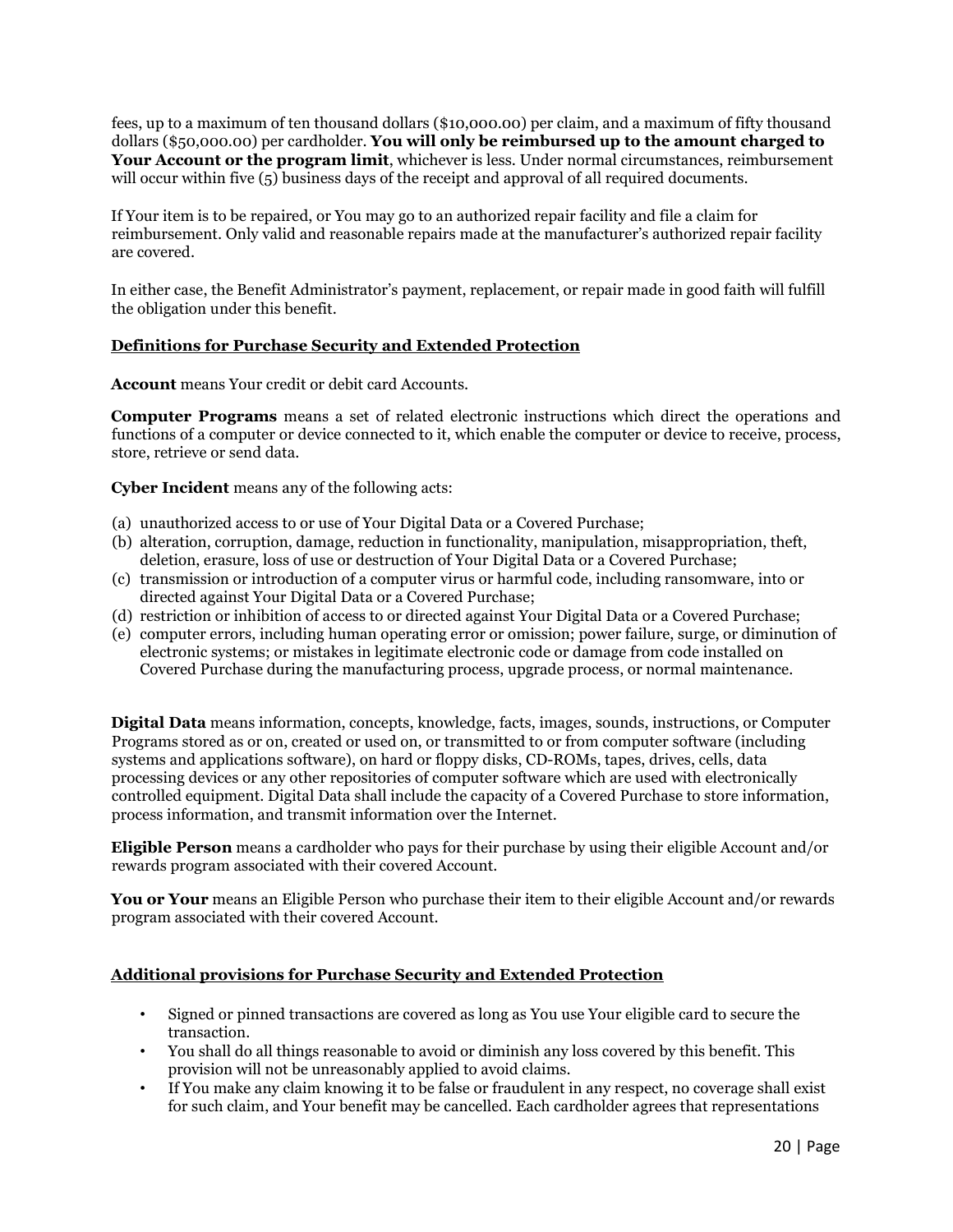fees, up to a maximum of ten thousand dollars ($10,000.00) per claim, and a maximum of fifty thousand dollars ($50,000.00) per cardholder. **You will only be reimbursed up to the amount charged to Your Account or the program limit**, whichever is less. Under normal circumstances, reimbursement will occur within five (5) business days of the receipt and approval of all required documents.

If Your item is to be repaired, or You may go to an authorized repair facility and file a claim for reimbursement. Only valid and reasonable repairs made at the manufacturer's authorized repair facility are covered.

In either case, the Benefit Administrator's payment, replacement, or repair made in good faith will fulfill the obligation under this benefit.

**Definitions for Purchase Security and Extended Protection**

**Account** means Your credit or debit card Accounts.

**Computer Programs** means a set of related electronic instructions which direct the operations and functions of a computer or device connected to it, which enable the computer or device to receive, process, store, retrieve or send data.

**Cyber Incident** means any of the following acts:

(a) unauthorized access to or use of Your Digital Data or a Covered Purchase;
(b) alteration, corruption, damage, reduction in functionality, manipulation, misappropriation, theft, deletion, erasure, loss of use or destruction of Your Digital Data or a Covered Purchase;
(c) transmission or introduction of a computer virus or harmful code, including ransomware, into or directed against Your Digital Data or a Covered Purchase;
(d) restriction or inhibition of access to or directed against Your Digital Data or a Covered Purchase;
(e) computer errors, including human operating error or omission; power failure, surge, or diminution of electronic systems; or mistakes in legitimate electronic code or damage from code installed on Covered Purchase during the manufacturing process, upgrade process, or normal maintenance.

**Digital Data** means information, concepts, knowledge, facts, images, sounds, instructions, or Computer Programs stored as or on, created or used on, or transmitted to or from computer software (including systems and applications software), on hard or floppy disks, CD-ROMs, tapes, drives, cells, data processing devices or any other repositories of computer software which are used with electronically controlled equipment. Digital Data shall include the capacity of a Covered Purchase to store information, process information, and transmit information over the Internet.

**Eligible Person** means a cardholder who pays for their purchase by using their eligible Account and/or rewards program associated with their covered Account.

**You or Your** means an Eligible Person who purchase their item to their eligible Account and/or rewards program associated with their covered Account.

**Additional provisions for Purchase Security and Extended Protection**

- Signed or pinned transactions are covered as long as You use Your eligible card to secure the transaction.
- You shall do all things reasonable to avoid or diminish any loss covered by this benefit. This provision will not be unreasonably applied to avoid claims.
- If You make any claim knowing it to be false or fraudulent in any respect, no coverage shall exist for such claim, and Your benefit may be cancelled. Each cardholder agrees that representations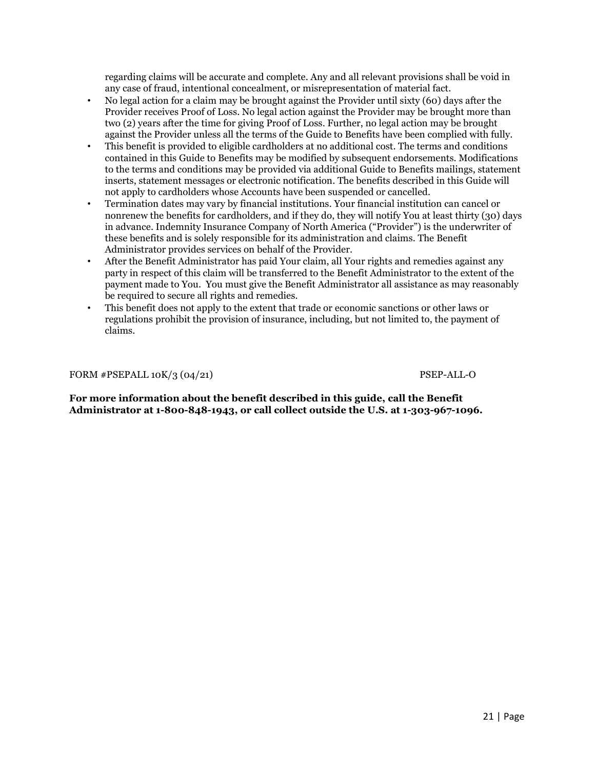regarding claims will be accurate and complete. Any and all relevant provisions shall be void in any case of fraud, intentional concealment, or misrepresentation of material fact.

- No legal action for a claim may be brought against the Provider until sixty (60) days after the Provider receives Proof of Loss. No legal action against the Provider may be brought more than two (2) years after the time for giving Proof of Loss. Further, no legal action may be brought against the Provider unless all the terms of the Guide to Benefits have been complied with fully.
- This benefit is provided to eligible cardholders at no additional cost. The terms and conditions contained in this Guide to Benefits may be modified by subsequent endorsements. Modifications to the terms and conditions may be provided via additional Guide to Benefits mailings, statement inserts, statement messages or electronic notification. The benefits described in this Guide will not apply to cardholders whose Accounts have been suspended or cancelled.
- Termination dates may vary by financial institutions. Your financial institution can cancel or nonrenew the benefits for cardholders, and if they do, they will notify You at least thirty (30) days in advance. Indemnity Insurance Company of North America ("Provider") is the underwriter of these benefits and is solely responsible for its administration and claims. The Benefit Administrator provides services on behalf of the Provider.
- After the Benefit Administrator has paid Your claim, all Your rights and remedies against any party in respect of this claim will be transferred to the Benefit Administrator to the extent of the payment made to You. You must give the Benefit Administrator all assistance as may reasonably be required to secure all rights and remedies.
- This benefit does not apply to the extent that trade or economic sanctions or other laws or regulations prohibit the provision of insurance, including, but not limited to, the payment of claims.

FORM #PSEPALL 10K/3 (04/21) PSEP-ALL-O

**For more information about the benefit described in this guide, call the Benefit Administrator at 1-800-848-1943, or call collect outside the U.S. at 1-303-967-1096.**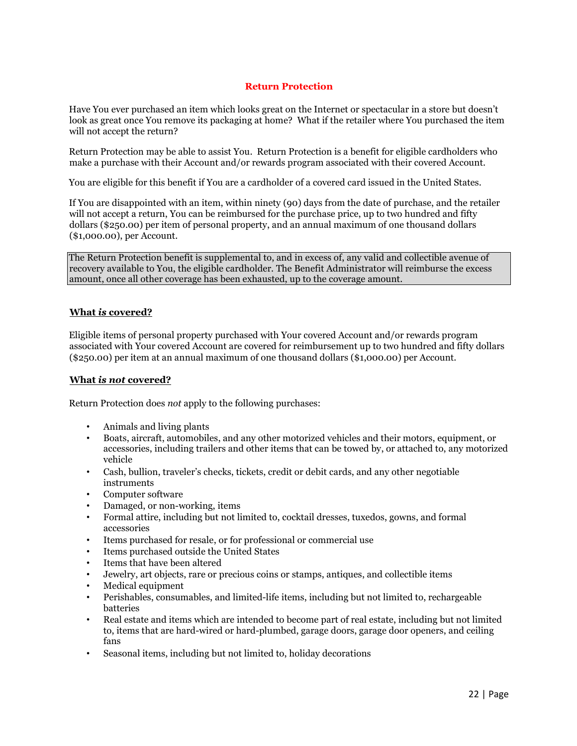## Return Protection

Have You ever purchased an item which looks great on the Internet or spectacular in a store but doesn't look as great once You remove its packaging at home? What if the retailer where You purchased the item will not accept the return?

Return Protection may be able to assist You. Return Protection is a benefit for eligible cardholders who make a purchase with their Account and/or rewards program associated with their covered Account.

You are eligible for this benefit if You are a cardholder of a covered card issued in the United States.

If You are disappointed with an item, within ninety (90) days from the date of purchase, and the retailer will not accept a return, You can be reimbursed for the purchase price, up to two hundred and fifty dollars ($250.00) per item of personal property, and an annual maximum of one thousand dollars ($1,000.00), per Account.

> The Return Protection benefit is supplemental to, and in excess of, any valid and collectible avenue of recovery available to You, the eligible cardholder. The Benefit Administrator will reimburse the excess amount, once all other coverage has been exhausted, up to the coverage amount.

### **What *is* covered?**

Eligible items of personal property purchased with Your covered Account and/or rewards program associated with Your covered Account are covered for reimbursement up to two hundred and fifty dollars ($250.00) per item at an annual maximum of one thousand dollars ($1,000.00) per Account.

### **What *is not* covered?**

Return Protection does *not* apply to the following purchases:

- Animals and living plants
- Boats, aircraft, automobiles, and any other motorized vehicles and their motors, equipment, or accessories, including trailers and other items that can be towed by, or attached to, any motorized vehicle
- Cash, bullion, traveler's checks, tickets, credit or debit cards, and any other negotiable instruments
- Computer software
- Damaged, or non-working, items
- Formal attire, including but not limited to, cocktail dresses, tuxedos, gowns, and formal accessories
- Items purchased for resale, or for professional or commercial use
- Items purchased outside the United States
- Items that have been altered
- Jewelry, art objects, rare or precious coins or stamps, antiques, and collectible items
- Medical equipment
- Perishables, consumables, and limited-life items, including but not limited to, rechargeable batteries
- Real estate and items which are intended to become part of real estate, including but not limited to, items that are hard-wired or hard-plumbed, garage doors, garage door openers, and ceiling fans
- Seasonal items, including but not limited to, holiday decorations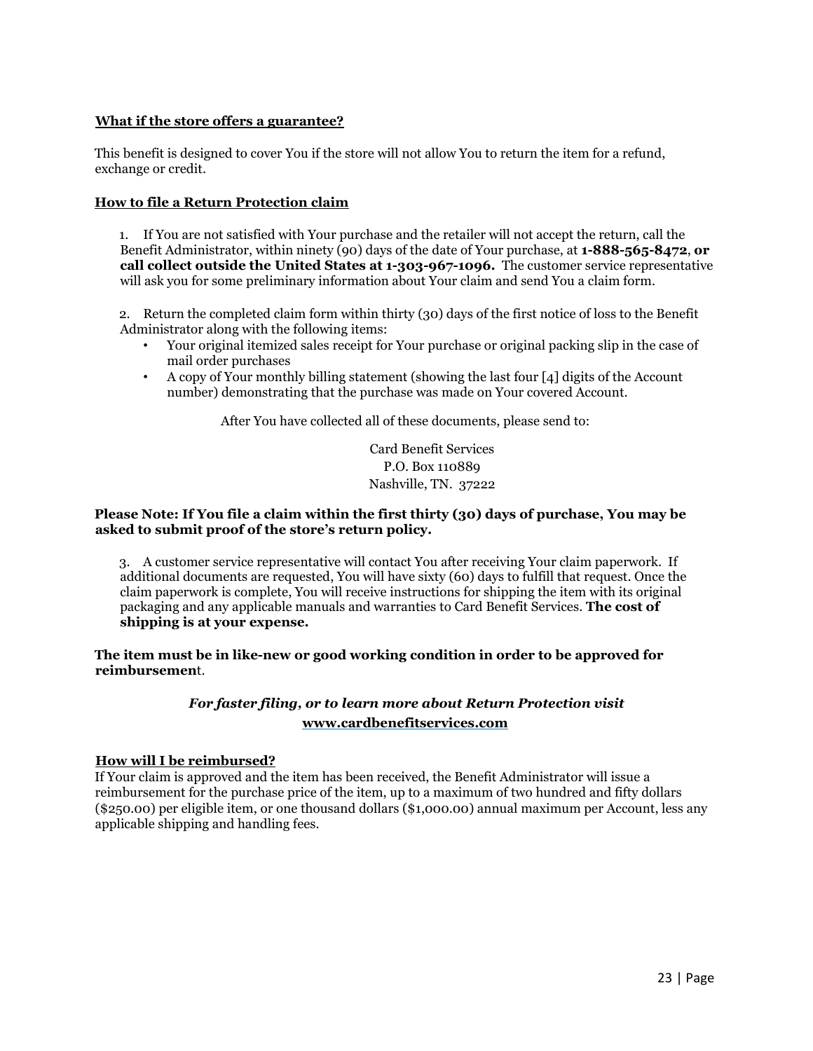**What if the store offers a guarantee?**

This benefit is designed to cover You if the store will not allow You to return the item for a refund, exchange or credit.

**How to file a Return Protection claim**

1. If You are not satisfied with Your purchase and the retailer will not accept the return, call the Benefit Administrator, within ninety (90) days of the date of Your purchase, at **1-888-565-8472**, **or call collect outside the United States at 1-303-967-1096.** The customer service representative will ask you for some preliminary information about Your claim and send You a claim form.

2. Return the completed claim form within thirty (30) days of the first notice of loss to the Benefit Administrator along with the following items:
   - Your original itemized sales receipt for Your purchase or original packing slip in the case of mail order purchases
   - A copy of Your monthly billing statement (showing the last four [4] digits of the Account number) demonstrating that the purchase was made on Your covered Account.

After You have collected all of these documents, please send to:

Card Benefit Services
P.O. Box 110889
Nashville, TN. 37222

**Please Note: If You file a claim within the first thirty (30) days of purchase, You may be asked to submit proof of the store's return policy.**

3. A customer service representative will contact You after receiving Your claim paperwork. If additional documents are requested, You will have sixty (60) days to fulfill that request. Once the claim paperwork is complete, You will receive instructions for shipping the item with its original packaging and any applicable manuals and warranties to Card Benefit Services. **The cost of shipping is at your expense.**

**The item must be in like-new or good working condition in order to be approved for reimbursement.**

***For faster filing, or to learn more about Return Protection visit***
**www.cardbenefitservices.com**

**How will I be reimbursed?**

If Your claim is approved and the item has been received, the Benefit Administrator will issue a reimbursement for the purchase price of the item, up to a maximum of two hundred and fifty dollars ($250.00) per eligible item, or one thousand dollars ($1,000.00) annual maximum per Account, less any applicable shipping and handling fees.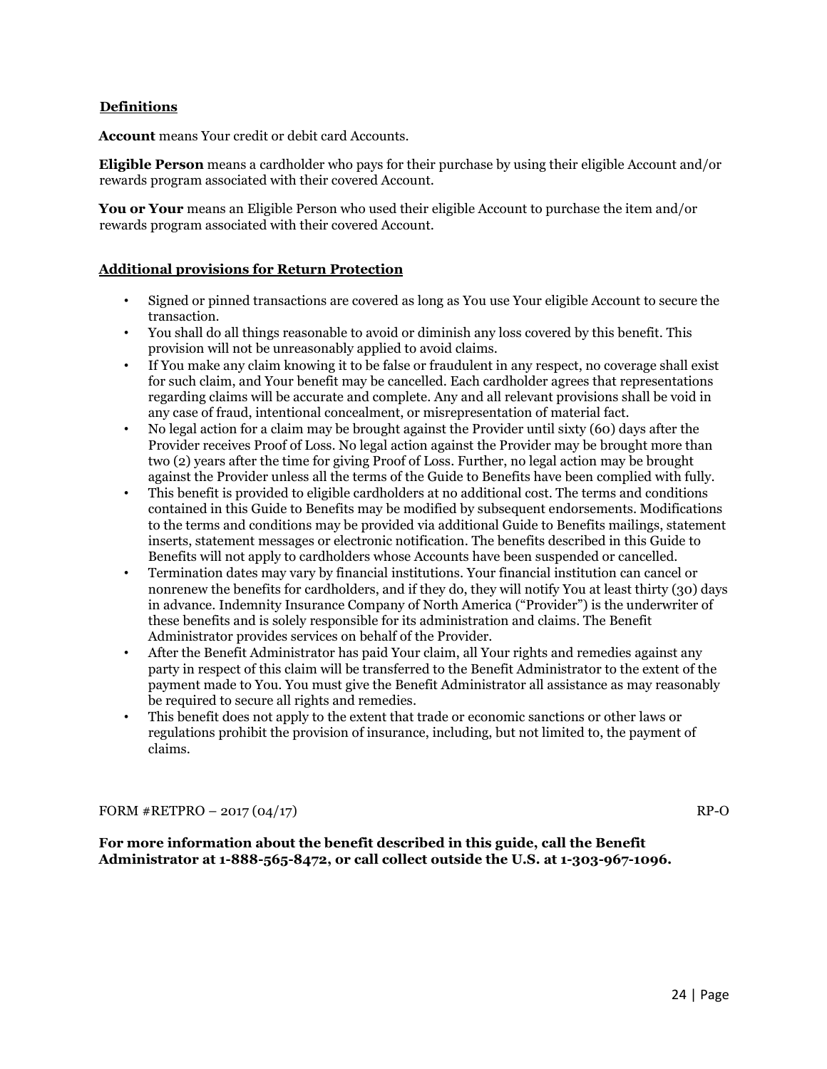## Definitions

**Account** means Your credit or debit card Accounts.

**Eligible Person** means a cardholder who pays for their purchase by using their eligible Account and/or rewards program associated with their covered Account.

**You or Your** means an Eligible Person who used their eligible Account to purchase the item and/or rewards program associated with their covered Account.

## Additional provisions for Return Protection

- Signed or pinned transactions are covered as long as You use Your eligible Account to secure the transaction.
- You shall do all things reasonable to avoid or diminish any loss covered by this benefit. This provision will not be unreasonably applied to avoid claims.
- If You make any claim knowing it to be false or fraudulent in any respect, no coverage shall exist for such claim, and Your benefit may be cancelled. Each cardholder agrees that representations regarding claims will be accurate and complete. Any and all relevant provisions shall be void in any case of fraud, intentional concealment, or misrepresentation of material fact.
- No legal action for a claim may be brought against the Provider until sixty (60) days after the Provider receives Proof of Loss. No legal action against the Provider may be brought more than two (2) years after the time for giving Proof of Loss. Further, no legal action may be brought against the Provider unless all the terms of the Guide to Benefits have been complied with fully.
- This benefit is provided to eligible cardholders at no additional cost. The terms and conditions contained in this Guide to Benefits may be modified by subsequent endorsements. Modifications to the terms and conditions may be provided via additional Guide to Benefits mailings, statement inserts, statement messages or electronic notification. The benefits described in this Guide to Benefits will not apply to cardholders whose Accounts have been suspended or cancelled.
- Termination dates may vary by financial institutions. Your financial institution can cancel or nonrenew the benefits for cardholders, and if they do, they will notify You at least thirty (30) days in advance. Indemnity Insurance Company of North America ("Provider") is the underwriter of these benefits and is solely responsible for its administration and claims. The Benefit Administrator provides services on behalf of the Provider.
- After the Benefit Administrator has paid Your claim, all Your rights and remedies against any party in respect of this claim will be transferred to the Benefit Administrator to the extent of the payment made to You. You must give the Benefit Administrator all assistance as may reasonably be required to secure all rights and remedies.
- This benefit does not apply to the extent that trade or economic sanctions or other laws or regulations prohibit the provision of insurance, including, but not limited to, the payment of claims.

FORM #RETPRO – 2017 (04/17) RP-O

**For more information about the benefit described in this guide, call the Benefit Administrator at 1-888-565-8472, or call collect outside the U.S. at 1-303-967-1096.**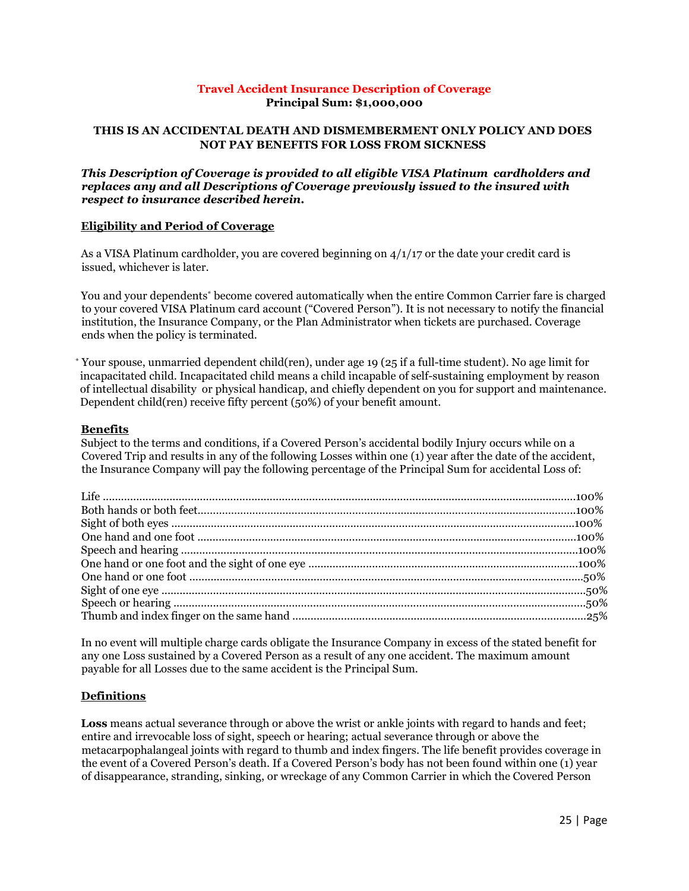**Travel Accident Insurance Description of Coverage**
**Principal Sum: $1,000,000**

**THIS IS AN ACCIDENTAL DEATH AND DISMEMBERMENT ONLY POLICY AND DOES NOT PAY BENEFITS FOR LOSS FROM SICKNESS**

***This Description of Coverage is provided to all eligible VISA Platinum cardholders and replaces any and all Descriptions of Coverage previously issued to the insured with respect to insurance described herein.***

**Eligibility and Period of Coverage**

As a VISA Platinum cardholder, you are covered beginning on 4/1/17 or the date your credit card is issued, whichever is later.

You and your dependents* become covered automatically when the entire Common Carrier fare is charged to your covered VISA Platinum card account ("Covered Person"). It is not necessary to notify the financial institution, the Insurance Company, or the Plan Administrator when tickets are purchased. Coverage ends when the policy is terminated.

* Your spouse, unmarried dependent child(ren), under age 19 (25 if a full-time student). No age limit for incapacitated child. Incapacitated child means a child incapable of self-sustaining employment by reason of intellectual disability or physical handicap, and chiefly dependent on you for support and maintenance. Dependent child(ren) receive fifty percent (50%) of your benefit amount.

**Benefits**

Subject to the terms and conditions, if a Covered Person's accidental bodily Injury occurs while on a Covered Trip and results in any of the following Losses within one (1) year after the date of the accident, the Insurance Company will pay the following percentage of the Principal Sum for accidental Loss of:

| Loss | Percentage |
|---|---|
| Life | 100% |
| Both hands or both feet | 100% |
| Sight of both eyes | 100% |
| One hand and one foot | 100% |
| Speech and hearing | 100% |
| One hand or one foot and the sight of one eye | 100% |
| One hand or one foot | 50% |
| Sight of one eye | 50% |
| Speech or hearing | 50% |
| Thumb and index finger on the same hand | 25% |

In no event will multiple charge cards obligate the Insurance Company in excess of the stated benefit for any one Loss sustained by a Covered Person as a result of any one accident. The maximum amount payable for all Losses due to the same accident is the Principal Sum.

**Definitions**

**Loss** means actual severance through or above the wrist or ankle joints with regard to hands and feet; entire and irrevocable loss of sight, speech or hearing; actual severance through or above the metacarpophalangeal joints with regard to thumb and index fingers. The life benefit provides coverage in the event of a Covered Person's death. If a Covered Person's body has not been found within one (1) year of disappearance, stranding, sinking, or wreckage of any Common Carrier in which the Covered Person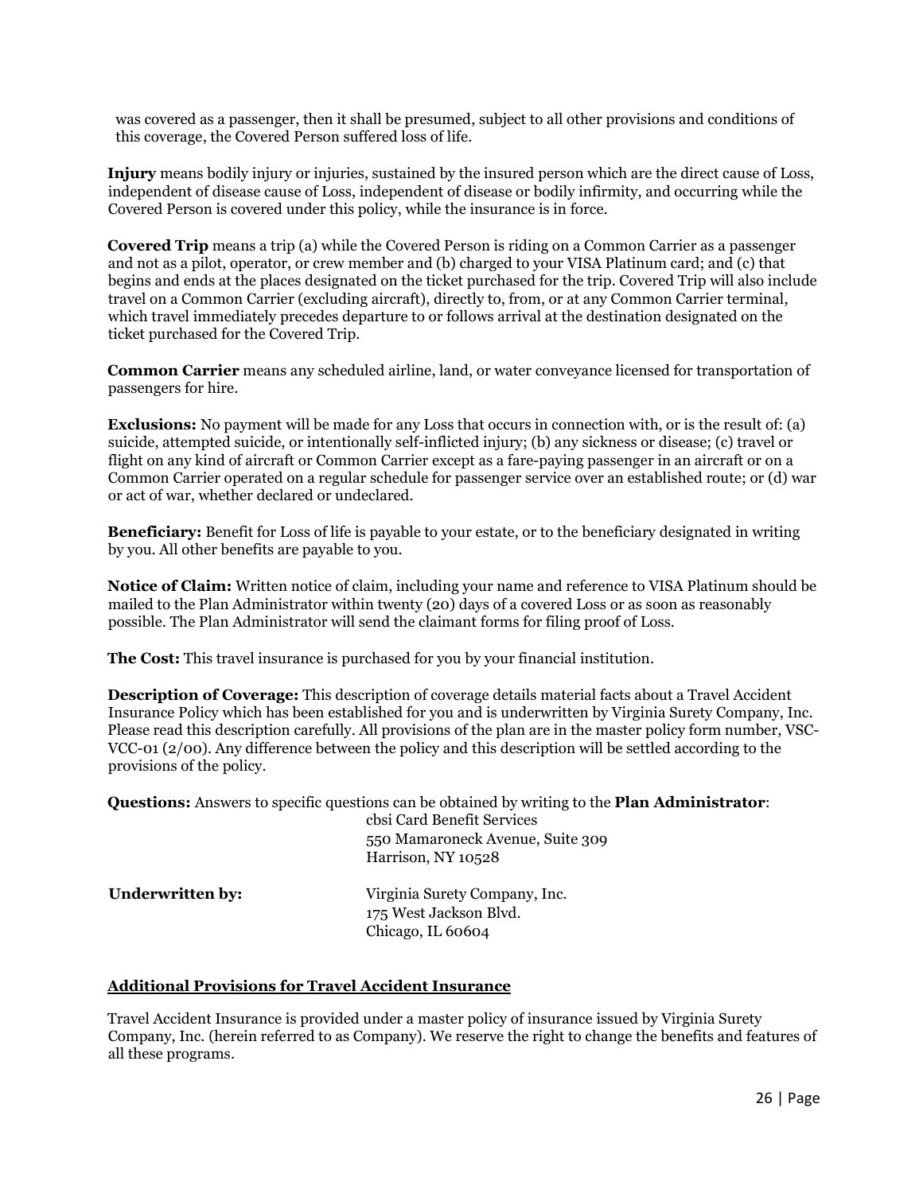was covered as a passenger, then it shall be presumed, subject to all other provisions and conditions of this coverage, the Covered Person suffered loss of life.

**Injury** means bodily injury or injuries, sustained by the insured person which are the direct cause of Loss, independent of disease cause of Loss, independent of disease or bodily infirmity, and occurring while the Covered Person is covered under this policy, while the insurance is in force.

**Covered Trip** means a trip (a) while the Covered Person is riding on a Common Carrier as a passenger and not as a pilot, operator, or crew member and (b) charged to your VISA Platinum card; and (c) that begins and ends at the places designated on the ticket purchased for the trip. Covered Trip will also include travel on a Common Carrier (excluding aircraft), directly to, from, or at any Common Carrier terminal, which travel immediately precedes departure to or follows arrival at the destination designated on the ticket purchased for the Covered Trip.

**Common Carrier** means any scheduled airline, land, or water conveyance licensed for transportation of passengers for hire.

**Exclusions:** No payment will be made for any Loss that occurs in connection with, or is the result of: (a) suicide, attempted suicide, or intentionally self-inflicted injury; (b) any sickness or disease; (c) travel or flight on any kind of aircraft or Common Carrier except as a fare-paying passenger in an aircraft or on a Common Carrier operated on a regular schedule for passenger service over an established route; or (d) war or act of war, whether declared or undeclared.

**Beneficiary:** Benefit for Loss of life is payable to your estate, or to the beneficiary designated in writing by you. All other benefits are payable to you.

**Notice of Claim:** Written notice of claim, including your name and reference to VISA Platinum should be mailed to the Plan Administrator within twenty (20) days of a covered Loss or as soon as reasonably possible. The Plan Administrator will send the claimant forms for filing proof of Loss.

**The Cost:** This travel insurance is purchased for you by your financial institution.

**Description of Coverage:** This description of coverage details material facts about a Travel Accident Insurance Policy which has been established for you and is underwritten by Virginia Surety Company, Inc. Please read this description carefully. All provisions of the plan are in the master policy form number, VSC-VCC-01 (2/00). Any difference between the policy and this description will be settled according to the provisions of the policy.

**Questions:** Answers to specific questions can be obtained by writing to the **Plan Administrator**:

cbsi Card Benefit Services
550 Mamaroneck Avenue, Suite 309
Harrison, NY 10528

**Underwritten by:**

Virginia Surety Company, Inc.
175 West Jackson Blvd.
Chicago, IL 60604

**Additional Provisions for Travel Accident Insurance**

Travel Accident Insurance is provided under a master policy of insurance issued by Virginia Surety Company, Inc. (herein referred to as Company). We reserve the right to change the benefits and features of all these programs.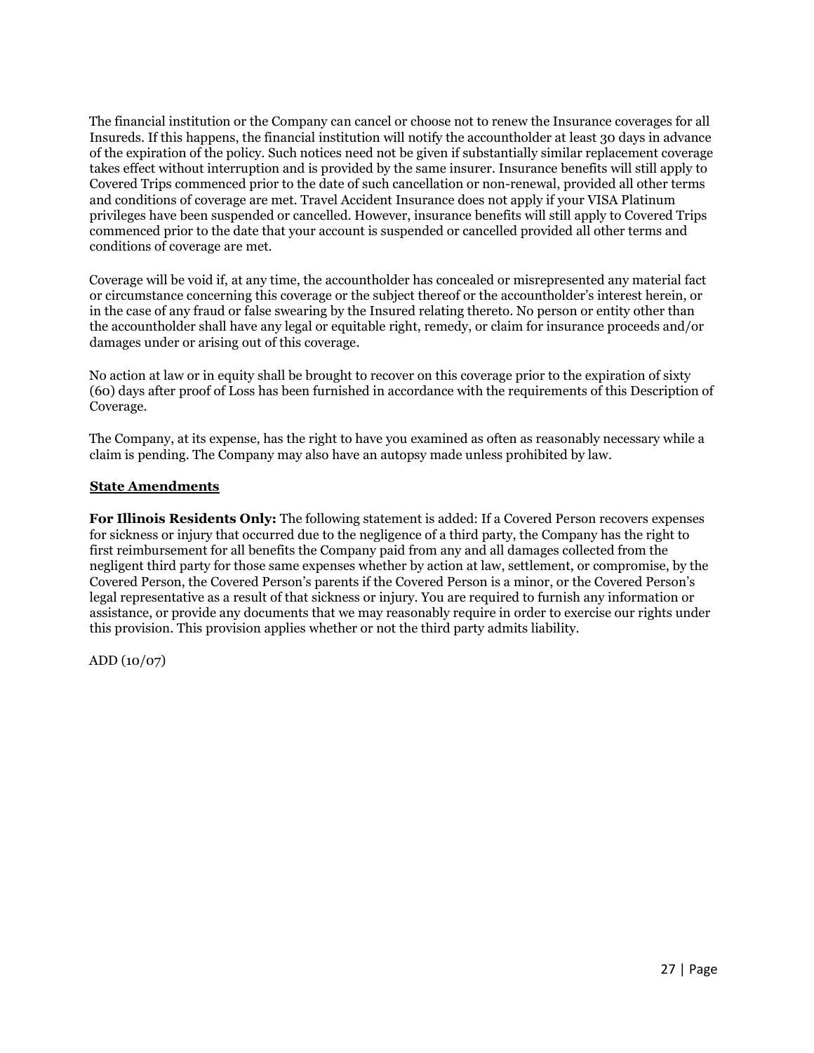The financial institution or the Company can cancel or choose not to renew the Insurance coverages for all Insureds. If this happens, the financial institution will notify the accountholder at least 30 days in advance of the expiration of the policy. Such notices need not be given if substantially similar replacement coverage takes effect without interruption and is provided by the same insurer. Insurance benefits will still apply to Covered Trips commenced prior to the date of such cancellation or non-renewal, provided all other terms and conditions of coverage are met. Travel Accident Insurance does not apply if your VISA Platinum privileges have been suspended or cancelled. However, insurance benefits will still apply to Covered Trips commenced prior to the date that your account is suspended or cancelled provided all other terms and conditions of coverage are met.

Coverage will be void if, at any time, the accountholder has concealed or misrepresented any material fact or circumstance concerning this coverage or the subject thereof or the accountholder's interest herein, or in the case of any fraud or false swearing by the Insured relating thereto. No person or entity other than the accountholder shall have any legal or equitable right, remedy, or claim for insurance proceeds and/or damages under or arising out of this coverage.

No action at law or in equity shall be brought to recover on this coverage prior to the expiration of sixty (60) days after proof of Loss has been furnished in accordance with the requirements of this Description of Coverage.

The Company, at its expense, has the right to have you examined as often as reasonably necessary while a claim is pending. The Company may also have an autopsy made unless prohibited by law.

**State Amendments**

**For Illinois Residents Only:** The following statement is added: If a Covered Person recovers expenses for sickness or injury that occurred due to the negligence of a third party, the Company has the right to first reimbursement for all benefits the Company paid from any and all damages collected from the negligent third party for those same expenses whether by action at law, settlement, or compromise, by the Covered Person, the Covered Person's parents if the Covered Person is a minor, or the Covered Person's legal representative as a result of that sickness or injury. You are required to furnish any information or assistance, or provide any documents that we may reasonably require in order to exercise our rights under this provision. This provision applies whether or not the third party admits liability.

ADD (10/07)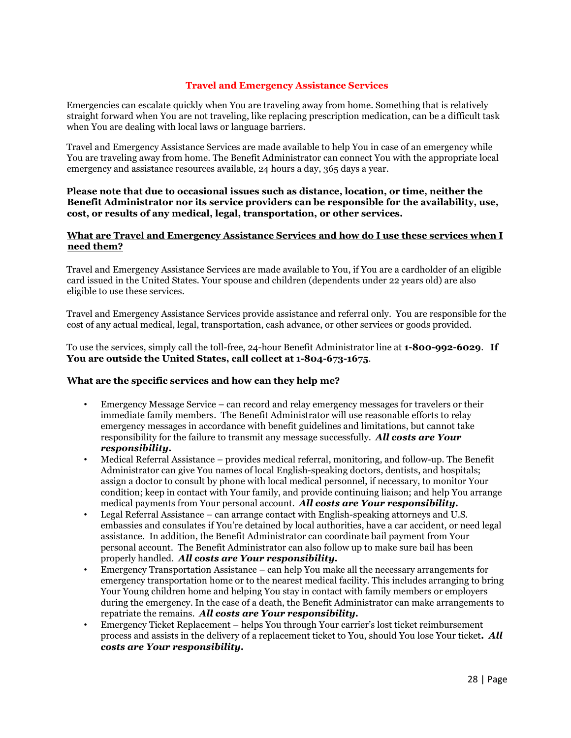## Travel and Emergency Assistance Services

Emergencies can escalate quickly when You are traveling away from home. Something that is relatively straight forward when You are not traveling, like replacing prescription medication, can be a difficult task when You are dealing with local laws or language barriers.

Travel and Emergency Assistance Services are made available to help You in case of an emergency while You are traveling away from home. The Benefit Administrator can connect You with the appropriate local emergency and assistance resources available, 24 hours a day, 365 days a year.

**Please note that due to occasional issues such as distance, location, or time, neither the Benefit Administrator nor its service providers can be responsible for the availability, use, cost, or results of any medical, legal, transportation, or other services.**

### What are Travel and Emergency Assistance Services and how do I use these services when I need them?

Travel and Emergency Assistance Services are made available to You, if You are a cardholder of an eligible card issued in the United States. Your spouse and children (dependents under 22 years old) are also eligible to use these services.

Travel and Emergency Assistance Services provide assistance and referral only. You are responsible for the cost of any actual medical, legal, transportation, cash advance, or other services or goods provided.

To use the services, simply call the toll-free, 24-hour Benefit Administrator line at **1-800-992-6029**. **If You are outside the United States, call collect at 1-804-673-1675**.

### What are the specific services and how can they help me?

- Emergency Message Service – can record and relay emergency messages for travelers or their immediate family members. The Benefit Administrator will use reasonable efforts to relay emergency messages in accordance with benefit guidelines and limitations, but cannot take responsibility for the failure to transmit any message successfully. ***All costs are Your responsibility.***
- Medical Referral Assistance – provides medical referral, monitoring, and follow-up. The Benefit Administrator can give You names of local English-speaking doctors, dentists, and hospitals; assign a doctor to consult by phone with local medical personnel, if necessary, to monitor Your condition; keep in contact with Your family, and provide continuing liaison; and help You arrange medical payments from Your personal account. ***All costs are Your responsibility.***
- Legal Referral Assistance – can arrange contact with English-speaking attorneys and U.S. embassies and consulates if You're detained by local authorities, have a car accident, or need legal assistance. In addition, the Benefit Administrator can coordinate bail payment from Your personal account. The Benefit Administrator can also follow up to make sure bail has been properly handled. ***All costs are Your responsibility.***
- Emergency Transportation Assistance – can help You make all the necessary arrangements for emergency transportation home or to the nearest medical facility. This includes arranging to bring Your Young children home and helping You stay in contact with family members or employers during the emergency. In the case of a death, the Benefit Administrator can make arrangements to repatriate the remains. ***All costs are Your responsibility.***
- Emergency Ticket Replacement – helps You through Your carrier's lost ticket reimbursement process and assists in the delivery of a replacement ticket to You, should You lose Your ticket**.** ***All costs are Your responsibility.***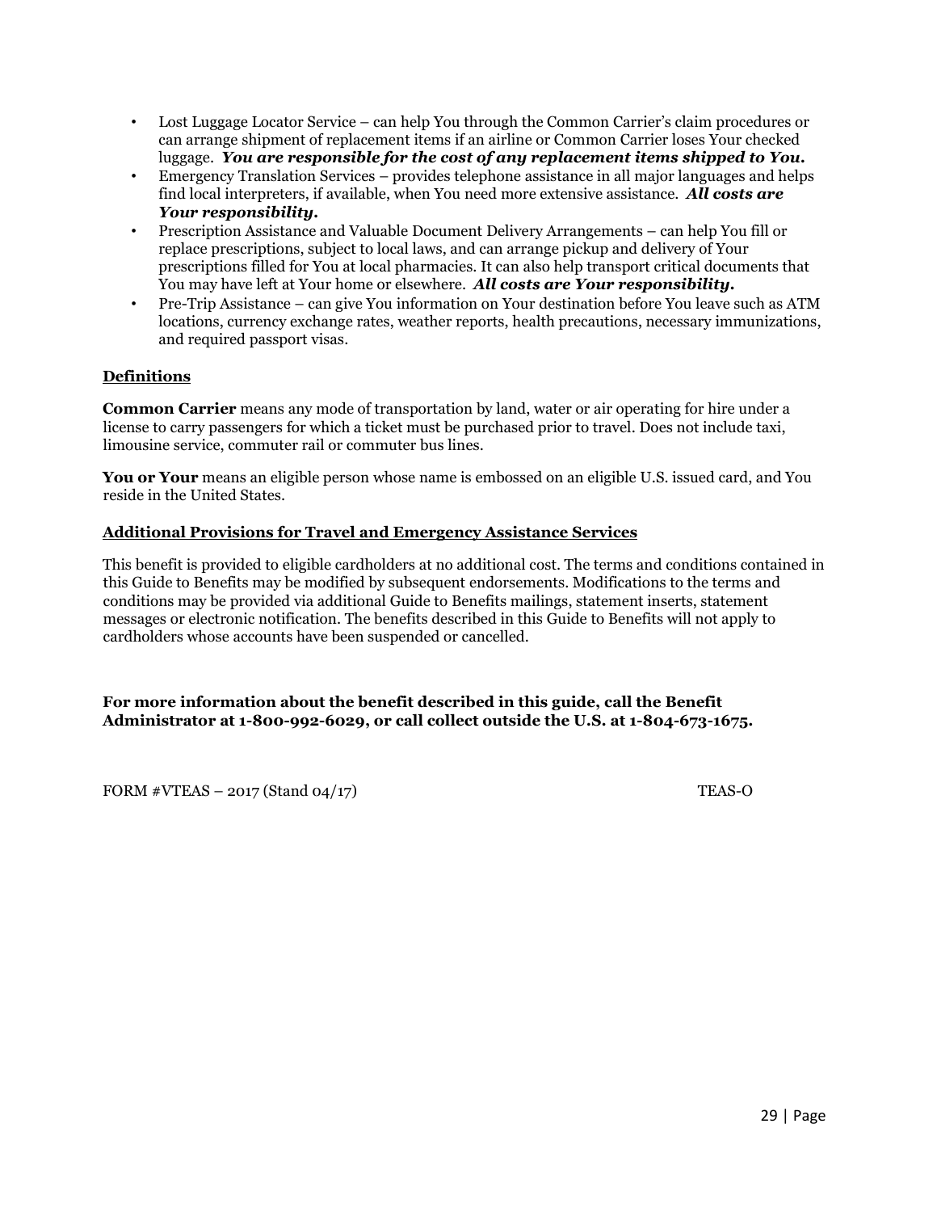- Lost Luggage Locator Service – can help You through the Common Carrier's claim procedures or can arrange shipment of replacement items if an airline or Common Carrier loses Your checked luggage. ***You are responsible for the cost of any replacement items shipped to You.***
- Emergency Translation Services – provides telephone assistance in all major languages and helps find local interpreters, if available, when You need more extensive assistance. ***All costs are Your responsibility.***
- Prescription Assistance and Valuable Document Delivery Arrangements – can help You fill or replace prescriptions, subject to local laws, and can arrange pickup and delivery of Your prescriptions filled for You at local pharmacies. It can also help transport critical documents that You may have left at Your home or elsewhere. ***All costs are Your responsibility.***
- Pre-Trip Assistance – can give You information on Your destination before You leave such as ATM locations, currency exchange rates, weather reports, health precautions, necessary immunizations, and required passport visas.

## Definitions

**Common Carrier** means any mode of transportation by land, water or air operating for hire under a license to carry passengers for which a ticket must be purchased prior to travel. Does not include taxi, limousine service, commuter rail or commuter bus lines.

**You or Your** means an eligible person whose name is embossed on an eligible U.S. issued card, and You reside in the United States.

## Additional Provisions for Travel and Emergency Assistance Services

This benefit is provided to eligible cardholders at no additional cost. The terms and conditions contained in this Guide to Benefits may be modified by subsequent endorsements. Modifications to the terms and conditions may be provided via additional Guide to Benefits mailings, statement inserts, statement messages or electronic notification. The benefits described in this Guide to Benefits will not apply to cardholders whose accounts have been suspended or cancelled.

**For more information about the benefit described in this guide, call the Benefit Administrator at 1-800-992-6029, or call collect outside the U.S. at 1-804-673-1675.**

FORM #VTEAS – 2017 (Stand 04/17) TEAS-O